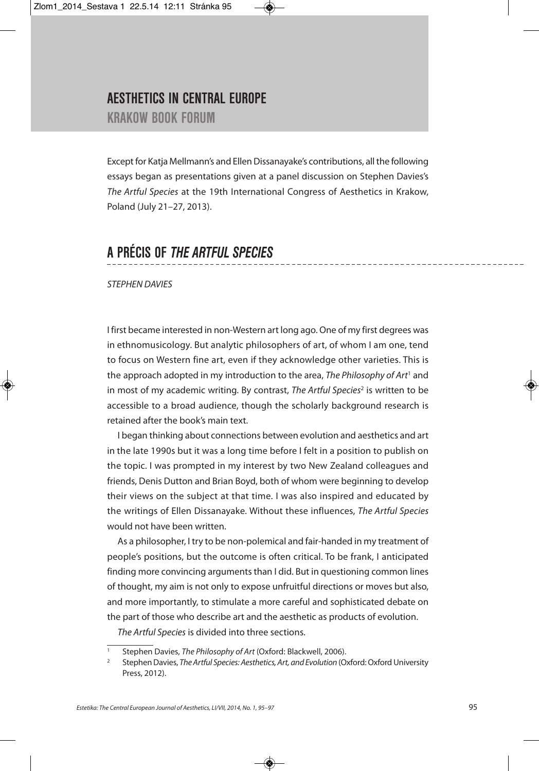# AESTHETICS IN CENTRAL EUROPE

## KRAKOW BOOK FORUM

Except for Katja Mellmann's and Ellen Dissanayake's contributions, all the following essays began as presentations given at a panel discussion on Stephen Davies's *The Artful Species* at the 19th International Congress of Aesthetics in Krakow, Poland (July 21–27, 2013).

# A PRÉCIS OF *THE ARTFUL SPECIES*

*STEPHEN DAVIES*

I first became interested in non-Western art long ago. One of my first degrees was in ethnomusicology. But analytic philosophers of art, of whom I am one, tend to focus on Western fine art, even if they acknowledge other varieties. This is the approach adopted in my introduction to the area, *The Philosophy of Art*[1] and in most of my academic writing. By contrast, *The Artful Species*[2] is written to be accessible to a broad audience, though the scholarly background research is retained after the book's main text.

I began thinking about connections between evolution and aesthetics and art in the late 1990s but it was a long time before I felt in a position to publish on the topic. I was prompted in my interest by two New Zealand colleagues and friends, Denis Dutton and Brian Boyd, both of whom were beginning to develop their views on the subject at that time. I was also inspired and educated by the writings of Ellen Dissanayake. Without these influences, *The Artful Species* would not have been written.

As a philosopher, I try to be non-polemical and fair-handed in my treatment of people's positions, but the outcome is often critical. To be frank, I anticipated finding more convincing arguments than I did. But in questioning common lines of thought, my aim is not only to expose unfruitful directions or moves but also, and more importantly, to stimulate a more careful and sophisticated debate on the part of those who describe art and the aesthetic as products of evolution.

*The Artful Species* is divided into three sections.

---

[1] Stephen Davies, *The Philosophy of Art* (Oxford: Blackwell, 2006).

[2] Stephen Davies, *The Artful Species: Aesthetics, Art, and Evolution* (Oxford: Oxford University Press, 2012).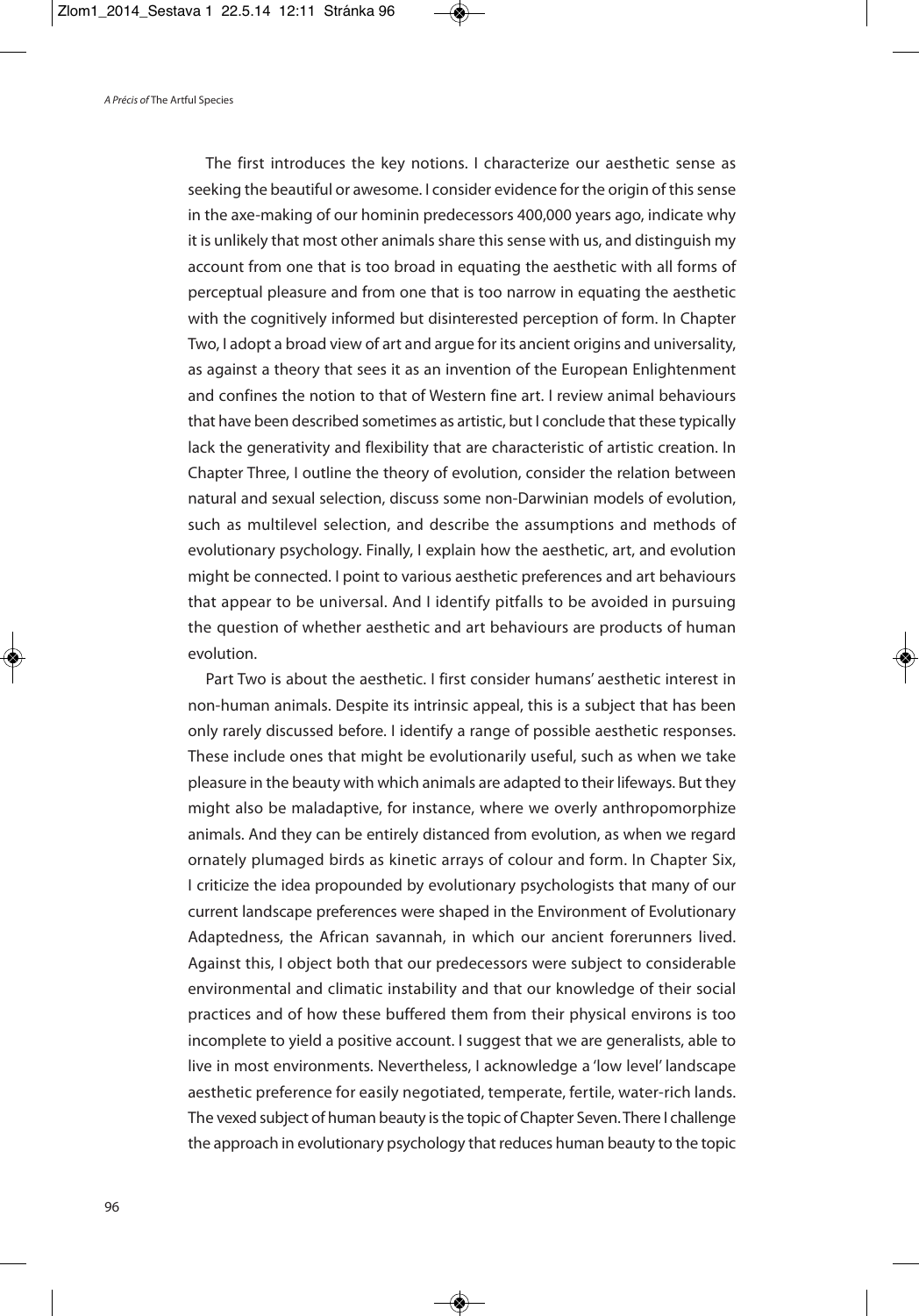The first introduces the key notions. I characterize our aesthetic sense as seeking the beautiful or awesome. I consider evidence for the origin of this sense in the axe-making of our hominin predecessors 400,000 years ago, indicate why it is unlikely that most other animals share this sense with us, and distinguish my account from one that is too broad in equating the aesthetic with all forms of perceptual pleasure and from one that is too narrow in equating the aesthetic with the cognitively informed but disinterested perception of form. In Chapter Two, I adopt a broad view of art and argue for its ancient origins and universality, as against a theory that sees it as an invention of the European Enlightenment and confines the notion to that of Western fine art. I review animal behaviours that have been described sometimes as artistic, but I conclude that these typically lack the generativity and flexibility that are characteristic of artistic creation. In Chapter Three, I outline the theory of evolution, consider the relation between natural and sexual selection, discuss some non-Darwinian models of evolution, such as multilevel selection, and describe the assumptions and methods of evolutionary psychology. Finally, I explain how the aesthetic, art, and evolution might be connected. I point to various aesthetic preferences and art behaviours that appear to be universal. And I identify pitfalls to be avoided in pursuing the question of whether aesthetic and art behaviours are products of human evolution.

Part Two is about the aesthetic. I first consider humans' aesthetic interest in non-human animals. Despite its intrinsic appeal, this is a subject that has been only rarely discussed before. I identify a range of possible aesthetic responses. These include ones that might be evolutionarily useful, such as when we take pleasure in the beauty with which animals are adapted to their lifeways. But they might also be maladaptive, for instance, where we overly anthropomorphize animals. And they can be entirely distanced from evolution, as when we regard ornately plumaged birds as kinetic arrays of colour and form. In Chapter Six, I criticize the idea propounded by evolutionary psychologists that many of our current landscape preferences were shaped in the Environment of Evolutionary Adaptedness, the African savannah, in which our ancient forerunners lived. Against this, I object both that our predecessors were subject to considerable environmental and climatic instability and that our knowledge of their social practices and of how these buffered them from their physical environs is too incomplete to yield a positive account. I suggest that we are generalists, able to live in most environments. Nevertheless, I acknowledge a 'low level' landscape aesthetic preference for easily negotiated, temperate, fertile, water-rich lands. The vexed subject of human beauty is the topic of Chapter Seven. There I challenge the approach in evolutionary psychology that reduces human beauty to the topic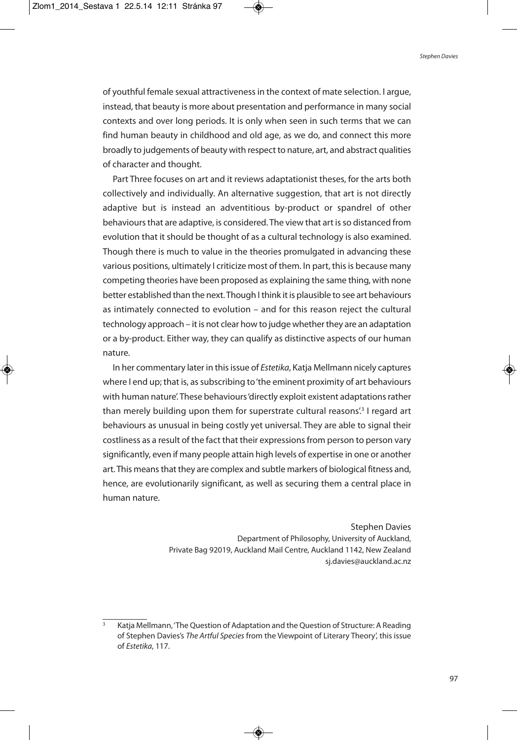of youthful female sexual attractiveness in the context of mate selection. I argue, instead, that beauty is more about presentation and performance in many social contexts and over long periods. It is only when seen in such terms that we can find human beauty in childhood and old age, as we do, and connect this more broadly to judgements of beauty with respect to nature, art, and abstract qualities of character and thought.

Part Three focuses on art and it reviews adaptationist theses, for the arts both collectively and individually. An alternative suggestion, that art is not directly adaptive but is instead an adventitious by-product or spandrel of other behaviours that are adaptive, is considered. The view that art is so distanced from evolution that it should be thought of as a cultural technology is also examined. Though there is much to value in the theories promulgated in advancing these various positions, ultimately I criticize most of them. In part, this is because many competing theories have been proposed as explaining the same thing, with none better established than the next. Though I think it is plausible to see art behaviours as intimately connected to evolution – and for this reason reject the cultural technology approach – it is not clear how to judge whether they are an adaptation or a by-product. Either way, they can qualify as distinctive aspects of our human nature.

In her commentary later in this issue of *Estetika*, Katja Mellmann nicely captures where I end up; that is, as subscribing to 'the eminent proximity of art behaviours with human nature'. These behaviours 'directly exploit existent adaptations rather than merely building upon them for superstrate cultural reasons'.[3] I regard art behaviours as unusual in being costly yet universal. They are able to signal their costliness as a result of the fact that their expressions from person to person vary significantly, even if many people attain high levels of expertise in one or another art. This means that they are complex and subtle markers of biological fitness and, hence, are evolutionarily significant, as well as securing them a central place in human nature.

Stephen Davies
Department of Philosophy, University of Auckland,
Private Bag 92019, Auckland Mail Centre, Auckland 1142, New Zealand
sj.davies@auckland.ac.nz

---

[3] Katja Mellmann, 'The Question of Adaptation and the Question of Structure: A Reading of Stephen Davies's *The Artful Species* from the Viewpoint of Literary Theory', this issue of *Estetika*, 117.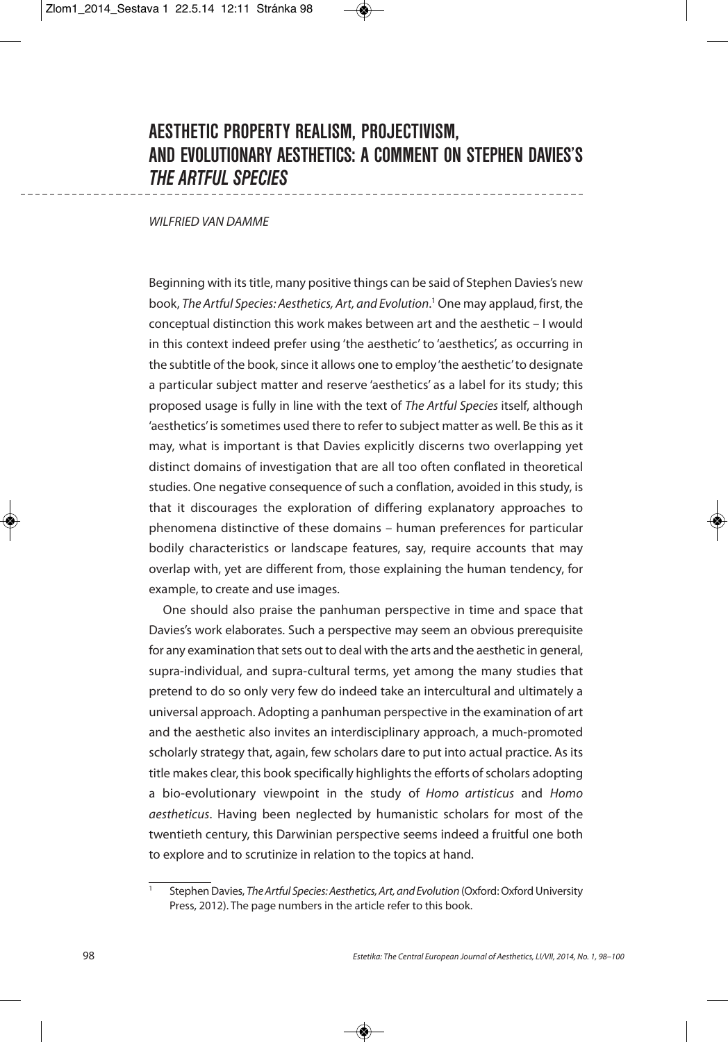# AESTHETIC PROPERTY REALISM, PROJECTIVISM, AND EVOLUTIONARY AESTHETICS: A COMMENT ON STEPHEN DAVIES'S *THE ARTFUL SPECIES*

*WILFRIED VAN DAMME*

Beginning with its title, many positive things can be said of Stephen Davies's new book, *The Artful Species: Aesthetics, Art, and Evolution*.[1] One may applaud, first, the conceptual distinction this work makes between art and the aesthetic – I would in this context indeed prefer using 'the aesthetic' to 'aesthetics', as occurring in the subtitle of the book, since it allows one to employ 'the aesthetic' to designate a particular subject matter and reserve 'aesthetics' as a label for its study; this proposed usage is fully in line with the text of *The Artful Species* itself, although 'aesthetics' is sometimes used there to refer to subject matter as well. Be this as it may, what is important is that Davies explicitly discerns two overlapping yet distinct domains of investigation that are all too often conflated in theoretical studies. One negative consequence of such a conflation, avoided in this study, is that it discourages the exploration of differing explanatory approaches to phenomena distinctive of these domains – human preferences for particular bodily characteristics or landscape features, say, require accounts that may overlap with, yet are different from, those explaining the human tendency, for example, to create and use images.

One should also praise the panhuman perspective in time and space that Davies's work elaborates. Such a perspective may seem an obvious prerequisite for any examination that sets out to deal with the arts and the aesthetic in general, supra-individual, and supra-cultural terms, yet among the many studies that pretend to do so only very few do indeed take an intercultural and ultimately a universal approach. Adopting a panhuman perspective in the examination of art and the aesthetic also invites an interdisciplinary approach, a much-promoted scholarly strategy that, again, few scholars dare to put into actual practice. As its title makes clear, this book specifically highlights the efforts of scholars adopting a bio-evolutionary viewpoint in the study of *Homo artisticus* and *Homo aestheticus*. Having been neglected by humanistic scholars for most of the twentieth century, this Darwinian perspective seems indeed a fruitful one both to explore and to scrutinize in relation to the topics at hand.

[1] Stephen Davies, *The Artful Species: Aesthetics, Art, and Evolution* (Oxford: Oxford University Press, 2012). The page numbers in the article refer to this book.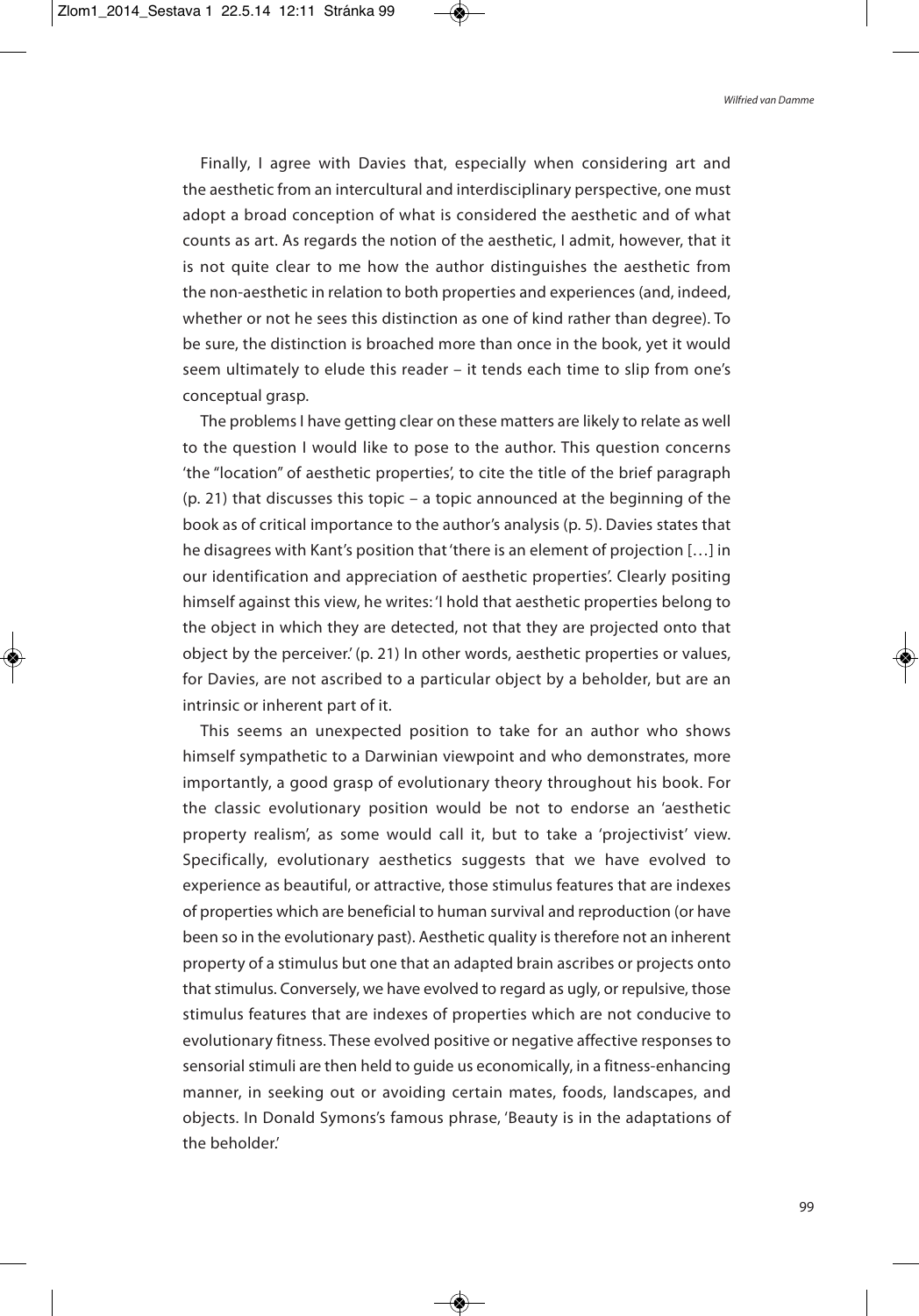Finally, I agree with Davies that, especially when considering art and the aesthetic from an intercultural and interdisciplinary perspective, one must adopt a broad conception of what is considered the aesthetic and of what counts as art. As regards the notion of the aesthetic, I admit, however, that it is not quite clear to me how the author distinguishes the aesthetic from the non-aesthetic in relation to both properties and experiences (and, indeed, whether or not he sees this distinction as one of kind rather than degree). To be sure, the distinction is broached more than once in the book, yet it would seem ultimately to elude this reader – it tends each time to slip from one's conceptual grasp.

The problems I have getting clear on these matters are likely to relate as well to the question I would like to pose to the author. This question concerns 'the "location" of aesthetic properties', to cite the title of the brief paragraph (p. 21) that discusses this topic – a topic announced at the beginning of the book as of critical importance to the author's analysis (p. 5). Davies states that he disagrees with Kant's position that 'there is an element of projection […] in our identification and appreciation of aesthetic properties'. Clearly positing himself against this view, he writes: 'I hold that aesthetic properties belong to the object in which they are detected, not that they are projected onto that object by the perceiver.' (p. 21) In other words, aesthetic properties or values, for Davies, are not ascribed to a particular object by a beholder, but are an intrinsic or inherent part of it.

This seems an unexpected position to take for an author who shows himself sympathetic to a Darwinian viewpoint and who demonstrates, more importantly, a good grasp of evolutionary theory throughout his book. For the classic evolutionary position would be not to endorse an 'aesthetic property realism', as some would call it, but to take a 'projectivist' view. Specifically, evolutionary aesthetics suggests that we have evolved to experience as beautiful, or attractive, those stimulus features that are indexes of properties which are beneficial to human survival and reproduction (or have been so in the evolutionary past). Aesthetic quality is therefore not an inherent property of a stimulus but one that an adapted brain ascribes or projects onto that stimulus. Conversely, we have evolved to regard as ugly, or repulsive, those stimulus features that are indexes of properties which are not conducive to evolutionary fitness. These evolved positive or negative affective responses to sensorial stimuli are then held to guide us economically, in a fitness-enhancing manner, in seeking out or avoiding certain mates, foods, landscapes, and objects. In Donald Symons's famous phrase, 'Beauty is in the adaptations of the beholder.'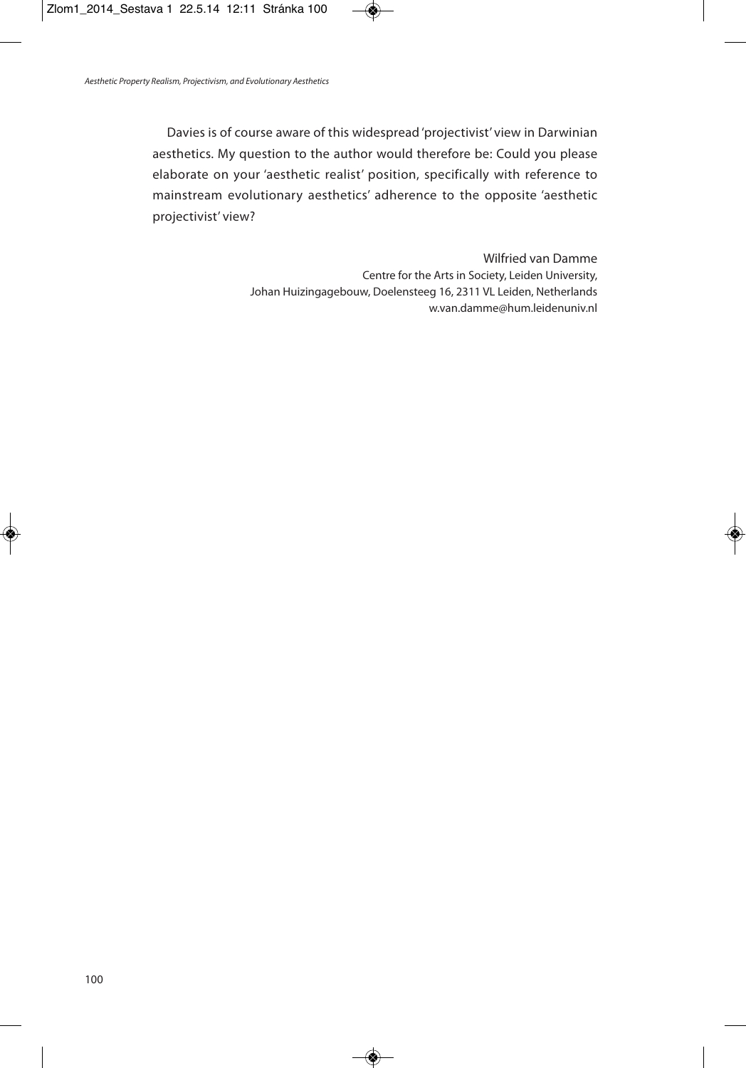Davies is of course aware of this widespread 'projectivist' view in Darwinian aesthetics. My question to the author would therefore be: Could you please elaborate on your 'aesthetic realist' position, specifically with reference to mainstream evolutionary aesthetics' adherence to the opposite 'aesthetic projectivist' view?

Wilfried van Damme
Centre for the Arts in Society, Leiden University,
Johan Huizingagebouw, Doelensteeg 16, 2311 VL Leiden, Netherlands
w.van.damme@hum.leidenuniv.nl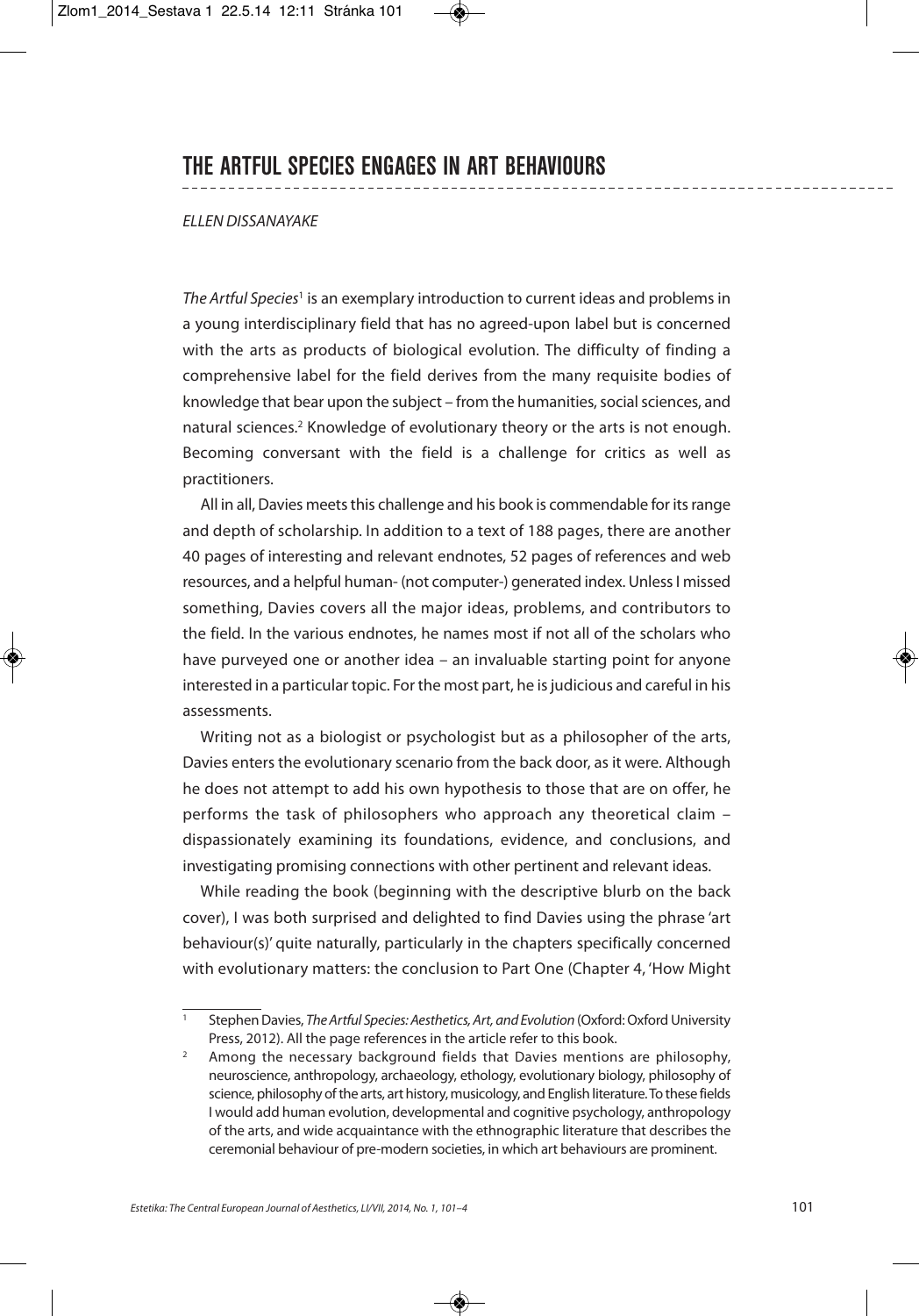# THE ARTFUL SPECIES ENGAGES IN ART BEHAVIOURS

*ELLEN DISSANAYAKE*

*The Artful Species*[1] is an exemplary introduction to current ideas and problems in a young interdisciplinary field that has no agreed-upon label but is concerned with the arts as products of biological evolution. The difficulty of finding a comprehensive label for the field derives from the many requisite bodies of knowledge that bear upon the subject – from the humanities, social sciences, and natural sciences.[2] Knowledge of evolutionary theory or the arts is not enough. Becoming conversant with the field is a challenge for critics as well as practitioners.

All in all, Davies meets this challenge and his book is commendable for its range and depth of scholarship. In addition to a text of 188 pages, there are another 40 pages of interesting and relevant endnotes, 52 pages of references and web resources, and a helpful human- (not computer-) generated index. Unless I missed something, Davies covers all the major ideas, problems, and contributors to the field. In the various endnotes, he names most if not all of the scholars who have purveyed one or another idea – an invaluable starting point for anyone interested in a particular topic. For the most part, he is judicious and careful in his assessments.

Writing not as a biologist or psychologist but as a philosopher of the arts, Davies enters the evolutionary scenario from the back door, as it were. Although he does not attempt to add his own hypothesis to those that are on offer, he performs the task of philosophers who approach any theoretical claim – dispassionately examining its foundations, evidence, and conclusions, and investigating promising connections with other pertinent and relevant ideas.

While reading the book (beginning with the descriptive blurb on the back cover), I was both surprised and delighted to find Davies using the phrase 'art behaviour(s)' quite naturally, particularly in the chapters specifically concerned with evolutionary matters: the conclusion to Part One (Chapter 4, 'How Might

---

[1] Stephen Davies, *The Artful Species: Aesthetics, Art, and Evolution* (Oxford: Oxford University Press, 2012). All the page references in the article refer to this book.

[2] Among the necessary background fields that Davies mentions are philosophy, neuroscience, anthropology, archaeology, ethology, evolutionary biology, philosophy of science, philosophy of the arts, art history, musicology, and English literature. To these fields I would add human evolution, developmental and cognitive psychology, anthropology of the arts, and wide acquaintance with the ethnographic literature that describes the ceremonial behaviour of pre-modern societies, in which art behaviours are prominent.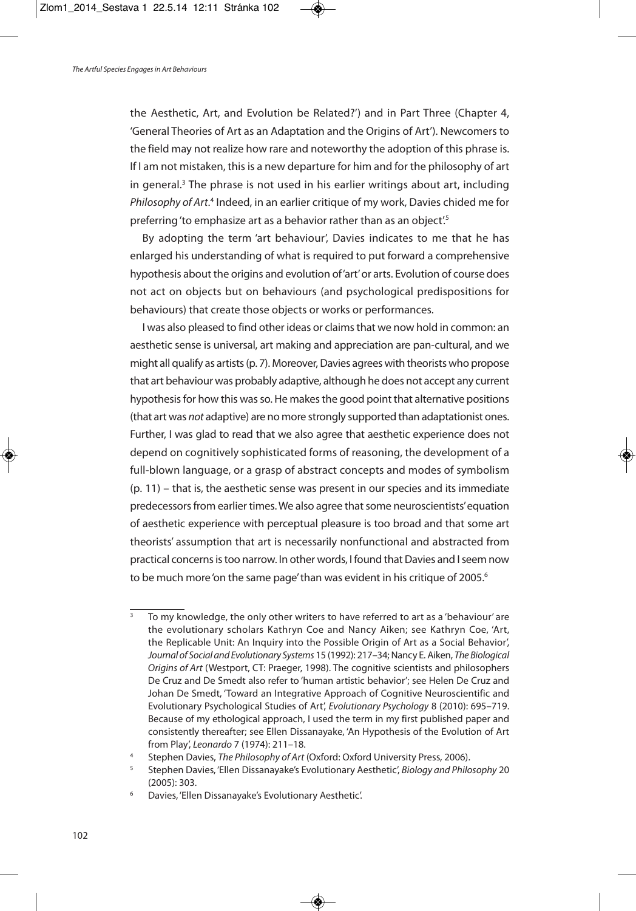the Aesthetic, Art, and Evolution be Related?') and in Part Three (Chapter 4, 'General Theories of Art as an Adaptation and the Origins of Art'). Newcomers to the field may not realize how rare and noteworthy the adoption of this phrase is. If I am not mistaken, this is a new departure for him and for the philosophy of art in general.[3] The phrase is not used in his earlier writings about art, including *Philosophy of Art*.[4] Indeed, in an earlier critique of my work, Davies chided me for preferring 'to emphasize art as a behavior rather than as an object'.[5]

By adopting the term 'art behaviour', Davies indicates to me that he has enlarged his understanding of what is required to put forward a comprehensive hypothesis about the origins and evolution of 'art' or arts. Evolution of course does not act on objects but on behaviours (and psychological predispositions for behaviours) that create those objects or works or performances.

I was also pleased to find other ideas or claims that we now hold in common: an aesthetic sense is universal, art making and appreciation are pan-cultural, and we might all qualify as artists (p. 7). Moreover, Davies agrees with theorists who propose that art behaviour was probably adaptive, although he does not accept any current hypothesis for how this was so. He makes the good point that alternative positions (that art was *not* adaptive) are no more strongly supported than adaptationist ones. Further, I was glad to read that we also agree that aesthetic experience does not depend on cognitively sophisticated forms of reasoning, the development of a full-blown language, or a grasp of abstract concepts and modes of symbolism (p. 11) – that is, the aesthetic sense was present in our species and its immediate predecessors from earlier times. We also agree that some neuroscientists' equation of aesthetic experience with perceptual pleasure is too broad and that some art theorists' assumption that art is necessarily nonfunctional and abstracted from practical concerns is too narrow. In other words, I found that Davies and I seem now to be much more 'on the same page' than was evident in his critique of 2005.[6]

---

[3] To my knowledge, the only other writers to have referred to art as a 'behaviour' are the evolutionary scholars Kathryn Coe and Nancy Aiken; see Kathryn Coe, 'Art, the Replicable Unit: An Inquiry into the Possible Origin of Art as a Social Behavior', *Journal of Social and Evolutionary Systems* 15 (1992): 217–34; Nancy E. Aiken, *The Biological Origins of Art* (Westport, CT: Praeger, 1998). The cognitive scientists and philosophers De Cruz and De Smedt also refer to 'human artistic behavior'; see Helen De Cruz and Johan De Smedt, 'Toward an Integrative Approach of Cognitive Neuroscientific and Evolutionary Psychological Studies of Art', *Evolutionary Psychology* 8 (2010): 695–719. Because of my ethological approach, I used the term in my first published paper and consistently thereafter; see Ellen Dissanayake, 'An Hypothesis of the Evolution of Art from Play', *Leonardo* 7 (1974): 211–18.

[4] Stephen Davies, *The Philosophy of Art* (Oxford: Oxford University Press, 2006).

[5] Stephen Davies, 'Ellen Dissanayake's Evolutionary Aesthetic', *Biology and Philosophy* 20 (2005): 303.

[6] Davies, 'Ellen Dissanayake's Evolutionary Aesthetic'.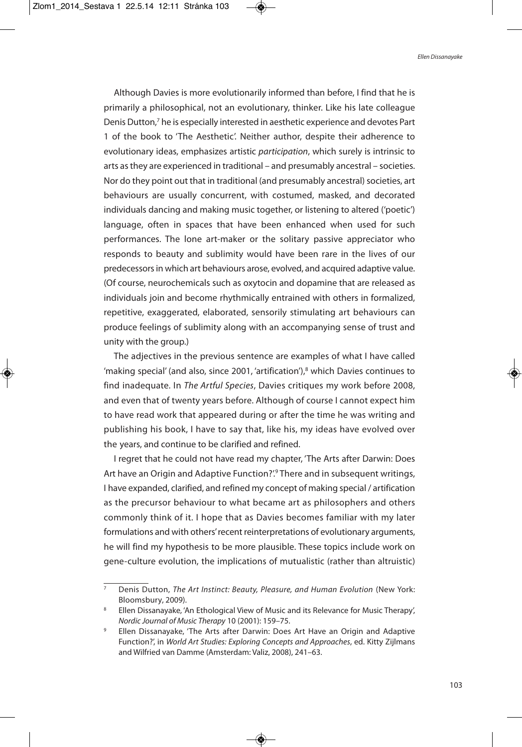Although Davies is more evolutionarily informed than before, I find that he is primarily a philosophical, not an evolutionary, thinker. Like his late colleague Denis Dutton,[7] he is especially interested in aesthetic experience and devotes Part 1 of the book to 'The Aesthetic'. Neither author, despite their adherence to evolutionary ideas, emphasizes artistic *participation*, which surely is intrinsic to arts as they are experienced in traditional – and presumably ancestral – societies. Nor do they point out that in traditional (and presumably ancestral) societies, art behaviours are usually concurrent, with costumed, masked, and decorated individuals dancing and making music together, or listening to altered ('poetic') language, often in spaces that have been enhanced when used for such performances. The lone art-maker or the solitary passive appreciator who responds to beauty and sublimity would have been rare in the lives of our predecessors in which art behaviours arose, evolved, and acquired adaptive value. (Of course, neurochemicals such as oxytocin and dopamine that are released as individuals join and become rhythmically entrained with others in formalized, repetitive, exaggerated, elaborated, sensorily stimulating art behaviours can produce feelings of sublimity along with an accompanying sense of trust and unity with the group.)

The adjectives in the previous sentence are examples of what I have called 'making special' (and also, since 2001, 'artification'),[8] which Davies continues to find inadequate. In *The Artful Species*, Davies critiques my work before 2008, and even that of twenty years before. Although of course I cannot expect him to have read work that appeared during or after the time he was writing and publishing his book, I have to say that, like his, my ideas have evolved over the years, and continue to be clarified and refined.

I regret that he could not have read my chapter, 'The Arts after Darwin: Does Art have an Origin and Adaptive Function?'.[9] There and in subsequent writings, I have expanded, clarified, and refined my concept of making special / artification as the precursor behaviour to what became art as philosophers and others commonly think of it. I hope that as Davies becomes familiar with my later formulations and with others' recent reinterpretations of evolutionary arguments, he will find my hypothesis to be more plausible. These topics include work on gene-culture evolution, the implications of mutualistic (rather than altruistic)

---

[7] Denis Dutton, *The Art Instinct: Beauty, Pleasure, and Human Evolution* (New York: Bloomsbury, 2009).

[8] Ellen Dissanayake, 'An Ethological View of Music and its Relevance for Music Therapy', *Nordic Journal of Music Therapy* 10 (2001): 159–75.

[9] Ellen Dissanayake, 'The Arts after Darwin: Does Art Have an Origin and Adaptive Function?', in *World Art Studies: Exploring Concepts and Approaches*, ed. Kitty Zijlmans and Wilfried van Damme (Amsterdam: Valiz, 2008), 241–63.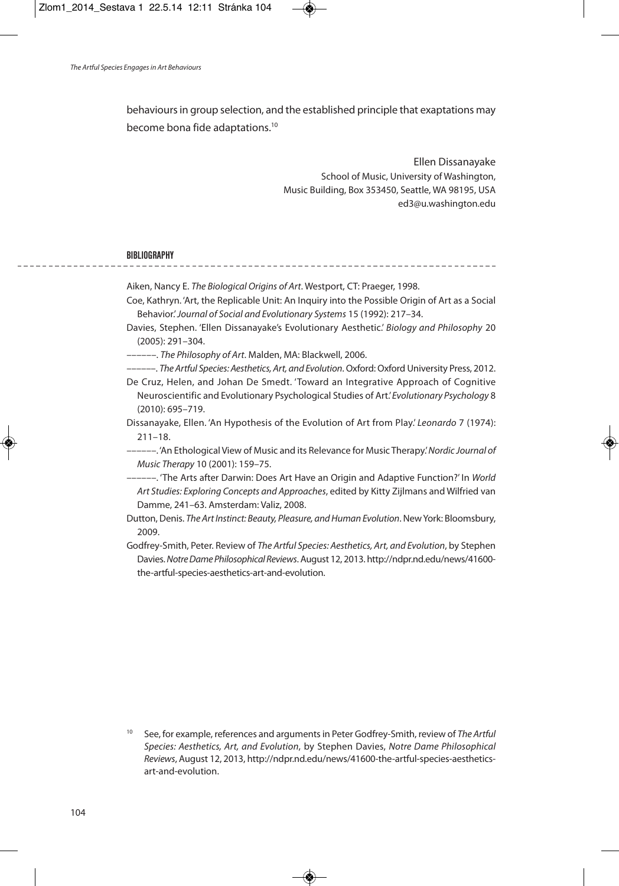behaviours in group selection, and the established principle that exaptations may become bona fide adaptations.[10]

Ellen Dissanayake
School of Music, University of Washington,
Music Building, Box 353450, Seattle, WA 98195, USA
ed3@u.washington.edu

## BIBLIOGRAPHY

Aiken, Nancy E. *The Biological Origins of Art*. Westport, CT: Praeger, 1998.

Coe, Kathryn. 'Art, the Replicable Unit: An Inquiry into the Possible Origin of Art as a Social Behavior.' *Journal of Social and Evolutionary Systems* 15 (1992): 217–34.

Davies, Stephen. 'Ellen Dissanayake's Evolutionary Aesthetic.' *Biology and Philosophy* 20 (2005): 291–304.

––––––. *The Philosophy of Art*. Malden, MA: Blackwell, 2006.

––––––. *The Artful Species: Aesthetics, Art, and Evolution*. Oxford: Oxford University Press, 2012.

De Cruz, Helen, and Johan De Smedt. 'Toward an Integrative Approach of Cognitive Neuroscientific and Evolutionary Psychological Studies of Art.' *Evolutionary Psychology* 8 (2010): 695–719.

Dissanayake, Ellen. 'An Hypothesis of the Evolution of Art from Play.' *Leonardo* 7 (1974): 211–18.

––––––. 'An Ethological View of Music and its Relevance for Music Therapy.' *Nordic Journal of Music Therapy* 10 (2001): 159–75.

––––––. 'The Arts after Darwin: Does Art Have an Origin and Adaptive Function?' In *World Art Studies: Exploring Concepts and Approaches*, edited by Kitty Zijlmans and Wilfried van Damme, 241–63. Amsterdam: Valiz, 2008.

Dutton, Denis. *The Art Instinct: Beauty, Pleasure, and Human Evolution*. New York: Bloomsbury, 2009.

Godfrey-Smith, Peter. Review of *The Artful Species: Aesthetics, Art, and Evolution*, by Stephen Davies. *Notre Dame Philosophical Reviews*. August 12, 2013. http://ndpr.nd.edu/news/41600-the-artful-species-aesthetics-art-and-evolution.

[10] See, for example, references and arguments in Peter Godfrey-Smith, review of *The Artful Species: Aesthetics, Art, and Evolution*, by Stephen Davies, *Notre Dame Philosophical Reviews*, August 12, 2013, http://ndpr.nd.edu/news/41600-the-artful-species-aesthetics-art-and-evolution.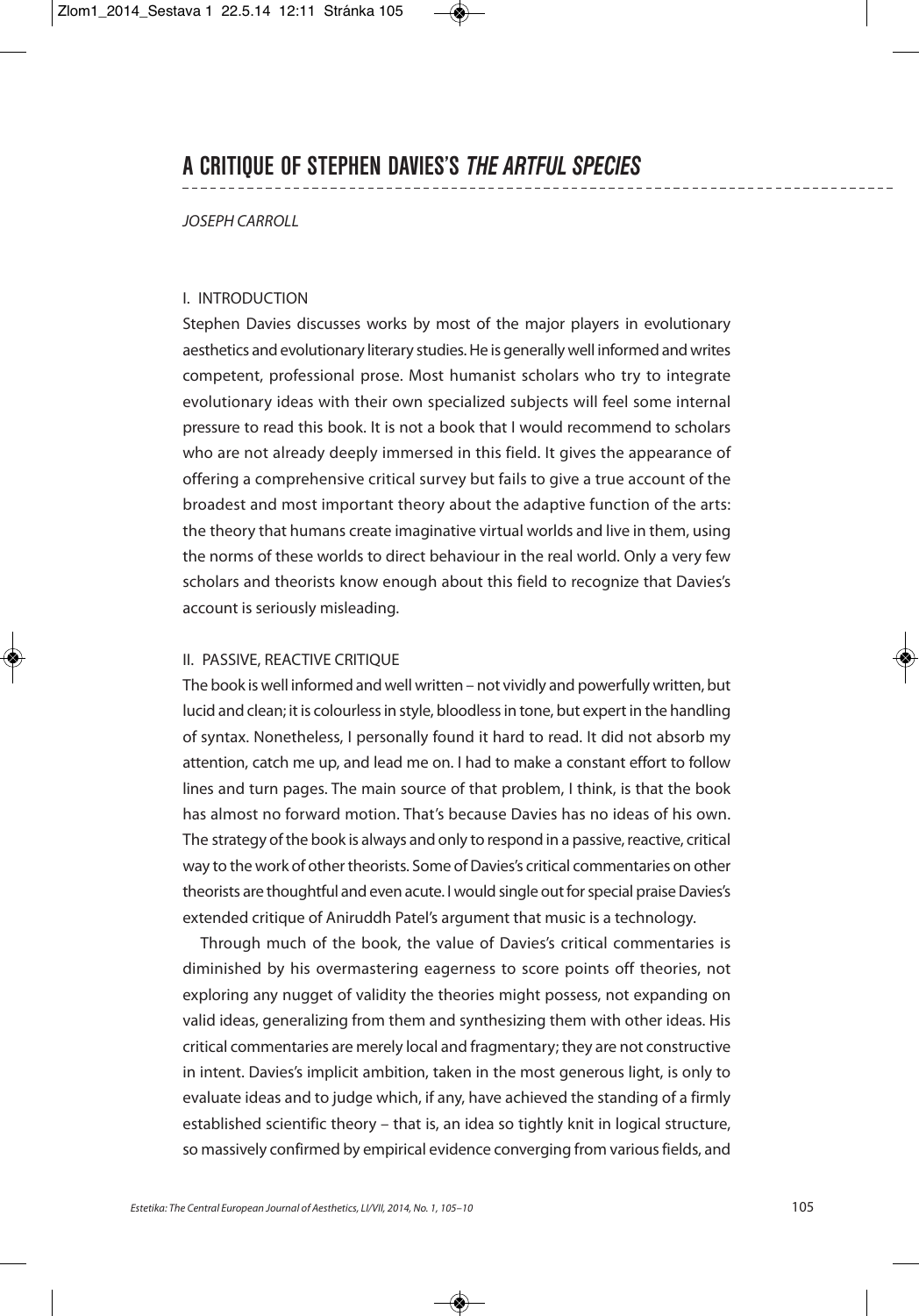# A CRITIQUE OF STEPHEN DAVIES'S *THE ARTFUL SPECIES*

*JOSEPH CARROLL*

## I. INTRODUCTION

Stephen Davies discusses works by most of the major players in evolutionary aesthetics and evolutionary literary studies. He is generally well informed and writes competent, professional prose. Most humanist scholars who try to integrate evolutionary ideas with their own specialized subjects will feel some internal pressure to read this book. It is not a book that I would recommend to scholars who are not already deeply immersed in this field. It gives the appearance of offering a comprehensive critical survey but fails to give a true account of the broadest and most important theory about the adaptive function of the arts: the theory that humans create imaginative virtual worlds and live in them, using the norms of these worlds to direct behaviour in the real world. Only a very few scholars and theorists know enough about this field to recognize that Davies's account is seriously misleading.

## II. PASSIVE, REACTIVE CRITIQUE

The book is well informed and well written – not vividly and powerfully written, but lucid and clean; it is colourless in style, bloodless in tone, but expert in the handling of syntax. Nonetheless, I personally found it hard to read. It did not absorb my attention, catch me up, and lead me on. I had to make a constant effort to follow lines and turn pages. The main source of that problem, I think, is that the book has almost no forward motion. That's because Davies has no ideas of his own. The strategy of the book is always and only to respond in a passive, reactive, critical way to the work of other theorists. Some of Davies's critical commentaries on other theorists are thoughtful and even acute. I would single out for special praise Davies's extended critique of Aniruddh Patel's argument that music is a technology.

Through much of the book, the value of Davies's critical commentaries is diminished by his overmastering eagerness to score points off theories, not exploring any nugget of validity the theories might possess, not expanding on valid ideas, generalizing from them and synthesizing them with other ideas. His critical commentaries are merely local and fragmentary; they are not constructive in intent. Davies's implicit ambition, taken in the most generous light, is only to evaluate ideas and to judge which, if any, have achieved the standing of a firmly established scientific theory – that is, an idea so tightly knit in logical structure, so massively confirmed by empirical evidence converging from various fields, and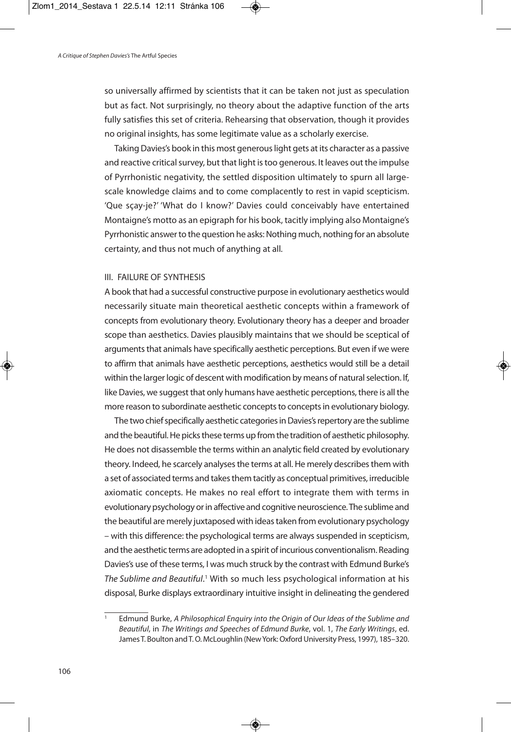so universally affirmed by scientists that it can be taken not just as speculation but as fact. Not surprisingly, no theory about the adaptive function of the arts fully satisfies this set of criteria. Rehearsing that observation, though it provides no original insights, has some legitimate value as a scholarly exercise.

Taking Davies's book in this most generous light gets at its character as a passive and reactive critical survey, but that light is too generous. It leaves out the impulse of Pyrrhonistic negativity, the settled disposition ultimately to spurn all large-scale knowledge claims and to come complacently to rest in vapid scepticism. 'Que sçay-je?' 'What do I know?' Davies could conceivably have entertained Montaigne's motto as an epigraph for his book, tacitly implying also Montaigne's Pyrrhonistic answer to the question he asks: Nothing much, nothing for an absolute certainty, and thus not much of anything at all.

## III. FAILURE OF SYNTHESIS

A book that had a successful constructive purpose in evolutionary aesthetics would necessarily situate main theoretical aesthetic concepts within a framework of concepts from evolutionary theory. Evolutionary theory has a deeper and broader scope than aesthetics. Davies plausibly maintains that we should be sceptical of arguments that animals have specifically aesthetic perceptions. But even if we were to affirm that animals have aesthetic perceptions, aesthetics would still be a detail within the larger logic of descent with modification by means of natural selection. If, like Davies, we suggest that only humans have aesthetic perceptions, there is all the more reason to subordinate aesthetic concepts to concepts in evolutionary biology.

The two chief specifically aesthetic categories in Davies's repertory are the sublime and the beautiful. He picks these terms up from the tradition of aesthetic philosophy. He does not disassemble the terms within an analytic field created by evolutionary theory. Indeed, he scarcely analyses the terms at all. He merely describes them with a set of associated terms and takes them tacitly as conceptual primitives, irreducible axiomatic concepts. He makes no real effort to integrate them with terms in evolutionary psychology or in affective and cognitive neuroscience. The sublime and the beautiful are merely juxtaposed with ideas taken from evolutionary psychology – with this difference: the psychological terms are always suspended in scepticism, and the aesthetic terms are adopted in a spirit of incurious conventionalism. Reading Davies's use of these terms, I was much struck by the contrast with Edmund Burke's *The Sublime and Beautiful*.[1] With so much less psychological information at his disposal, Burke displays extraordinary intuitive insight in delineating the gendered

---

[1] Edmund Burke, *A Philosophical Enquiry into the Origin of Our Ideas of the Sublime and Beautiful*, in *The Writings and Speeches of Edmund Burke*, vol. 1, *The Early Writings*, ed. James T. Boulton and T. O. McLoughlin (New York: Oxford University Press, 1997), 185–320.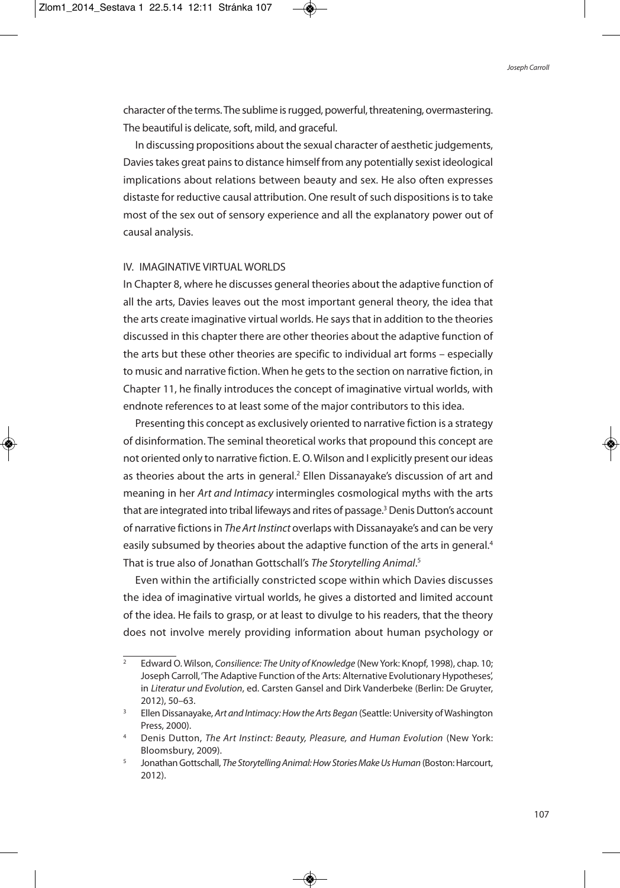character of the terms. The sublime is rugged, powerful, threatening, overmastering. The beautiful is delicate, soft, mild, and graceful.

In discussing propositions about the sexual character of aesthetic judgements, Davies takes great pains to distance himself from any potentially sexist ideological implications about relations between beauty and sex. He also often expresses distaste for reductive causal attribution. One result of such dispositions is to take most of the sex out of sensory experience and all the explanatory power out of causal analysis.

## IV. IMAGINATIVE VIRTUAL WORLDS

In Chapter 8, where he discusses general theories about the adaptive function of all the arts, Davies leaves out the most important general theory, the idea that the arts create imaginative virtual worlds. He says that in addition to the theories discussed in this chapter there are other theories about the adaptive function of the arts but these other theories are specific to individual art forms – especially to music and narrative fiction. When he gets to the section on narrative fiction, in Chapter 11, he finally introduces the concept of imaginative virtual worlds, with endnote references to at least some of the major contributors to this idea.

Presenting this concept as exclusively oriented to narrative fiction is a strategy of disinformation. The seminal theoretical works that propound this concept are not oriented only to narrative fiction. E. O. Wilson and I explicitly present our ideas as theories about the arts in general.[2] Ellen Dissanayake's discussion of art and meaning in her *Art and Intimacy* intermingles cosmological myths with the arts that are integrated into tribal lifeways and rites of passage.[3] Denis Dutton's account of narrative fictions in *The Art Instinct* overlaps with Dissanayake's and can be very easily subsumed by theories about the adaptive function of the arts in general.[4] That is true also of Jonathan Gottschall's *The Storytelling Animal*.[5]

Even within the artificially constricted scope within which Davies discusses the idea of imaginative virtual worlds, he gives a distorted and limited account of the idea. He fails to grasp, or at least to divulge to his readers, that the theory does not involve merely providing information about human psychology or

---

[2] Edward O. Wilson, *Consilience: The Unity of Knowledge* (New York: Knopf, 1998), chap. 10; Joseph Carroll, 'The Adaptive Function of the Arts: Alternative Evolutionary Hypotheses', in *Literatur und Evolution*, ed. Carsten Gansel and Dirk Vanderbeke (Berlin: De Gruyter, 2012), 50–63.

[3] Ellen Dissanayake, *Art and Intimacy: How the Arts Began* (Seattle: University of Washington Press, 2000).

[4] Denis Dutton, *The Art Instinct: Beauty, Pleasure, and Human Evolution* (New York: Bloomsbury, 2009).

[5] Jonathan Gottschall, *The Storytelling Animal: How Stories Make Us Human* (Boston: Harcourt, 2012).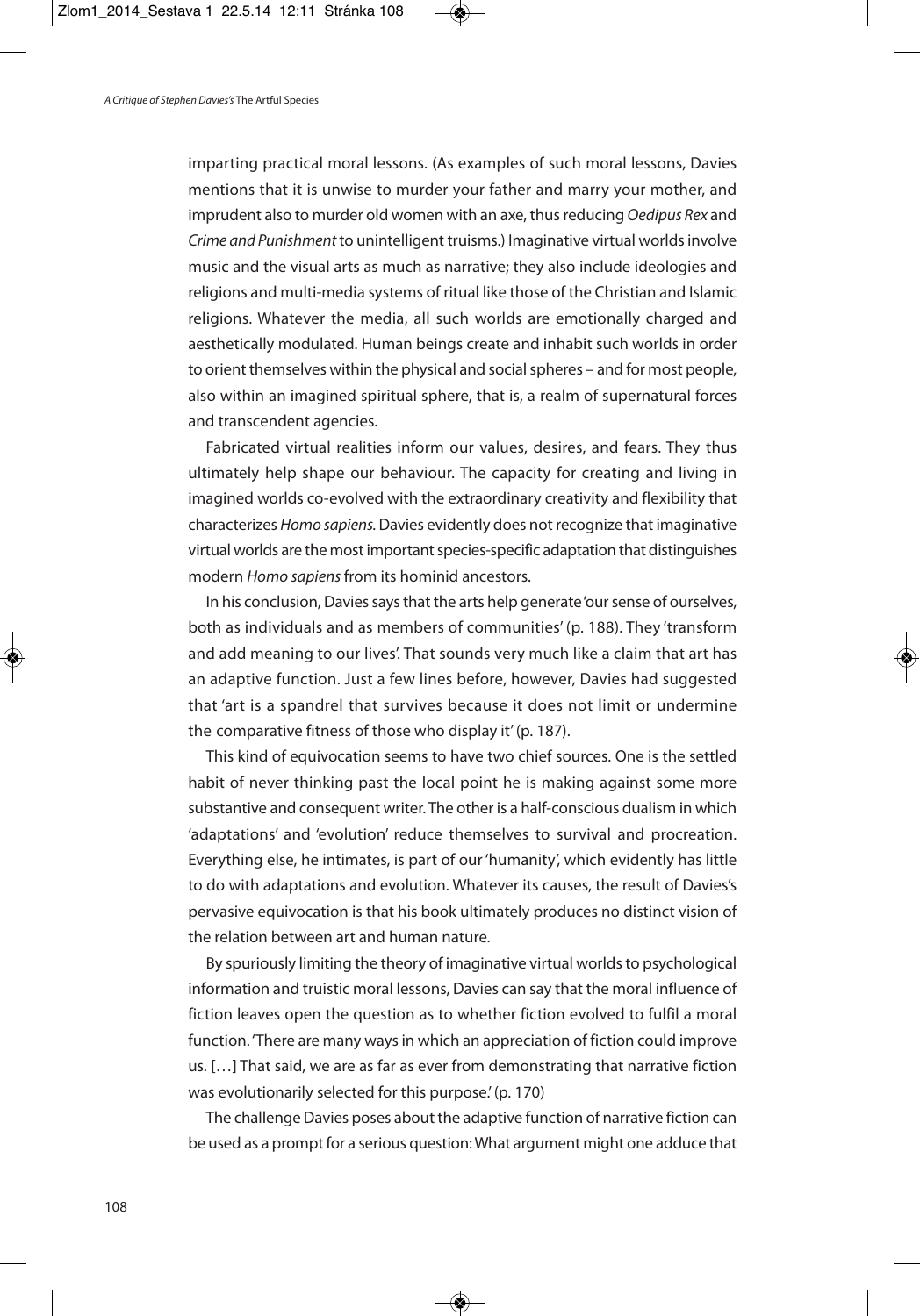imparting practical moral lessons. (As examples of such moral lessons, Davies mentions that it is unwise to murder your father and marry your mother, and imprudent also to murder old women with an axe, thus reducing *Oedipus Rex* and *Crime and Punishment* to unintelligent truisms.) Imaginative virtual worlds involve music and the visual arts as much as narrative; they also include ideologies and religions and multi-media systems of ritual like those of the Christian and Islamic religions. Whatever the media, all such worlds are emotionally charged and aesthetically modulated. Human beings create and inhabit such worlds in order to orient themselves within the physical and social spheres – and for most people, also within an imagined spiritual sphere, that is, a realm of supernatural forces and transcendent agencies.

Fabricated virtual realities inform our values, desires, and fears. They thus ultimately help shape our behaviour. The capacity for creating and living in imagined worlds co-evolved with the extraordinary creativity and flexibility that characterizes *Homo sapiens*. Davies evidently does not recognize that imaginative virtual worlds are the most important species-specific adaptation that distinguishes modern *Homo sapiens* from its hominid ancestors.

In his conclusion, Davies says that the arts help generate 'our sense of ourselves, both as individuals and as members of communities' (p. 188). They 'transform and add meaning to our lives'. That sounds very much like a claim that art has an adaptive function. Just a few lines before, however, Davies had suggested that 'art is a spandrel that survives because it does not limit or undermine the comparative fitness of those who display it' (p. 187).

This kind of equivocation seems to have two chief sources. One is the settled habit of never thinking past the local point he is making against some more substantive and consequent writer. The other is a half-conscious dualism in which 'adaptations' and 'evolution' reduce themselves to survival and procreation. Everything else, he intimates, is part of our 'humanity', which evidently has little to do with adaptations and evolution. Whatever its causes, the result of Davies's pervasive equivocation is that his book ultimately produces no distinct vision of the relation between art and human nature.

By spuriously limiting the theory of imaginative virtual worlds to psychological information and truistic moral lessons, Davies can say that the moral influence of fiction leaves open the question as to whether fiction evolved to fulfil a moral function. 'There are many ways in which an appreciation of fiction could improve us. […] That said, we are as far as ever from demonstrating that narrative fiction was evolutionarily selected for this purpose.' (p. 170)

The challenge Davies poses about the adaptive function of narrative fiction can be used as a prompt for a serious question: What argument might one adduce that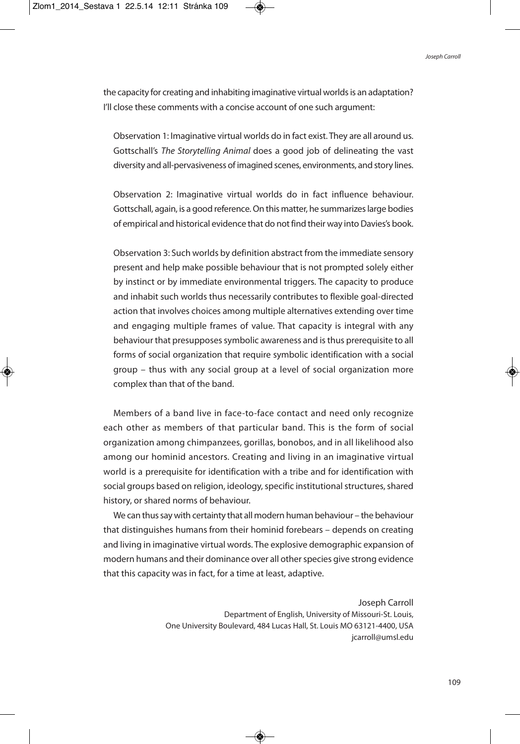the capacity for creating and inhabiting imaginative virtual worlds is an adaptation? I'll close these comments with a concise account of one such argument:

> Observation 1: Imaginative virtual worlds do in fact exist. They are all around us. Gottschall's *The Storytelling Animal* does a good job of delineating the vast diversity and all-pervasiveness of imagined scenes, environments, and story lines.
>
> Observation 2: Imaginative virtual worlds do in fact influence behaviour. Gottschall, again, is a good reference. On this matter, he summarizes large bodies of empirical and historical evidence that do not find their way into Davies's book.
>
> Observation 3: Such worlds by definition abstract from the immediate sensory present and help make possible behaviour that is not prompted solely either by instinct or by immediate environmental triggers. The capacity to produce and inhabit such worlds thus necessarily contributes to flexible goal-directed action that involves choices among multiple alternatives extending over time and engaging multiple frames of value. That capacity is integral with any behaviour that presupposes symbolic awareness and is thus prerequisite to all forms of social organization that require symbolic identification with a social group – thus with any social group at a level of social organization more complex than that of the band.

Members of a band live in face-to-face contact and need only recognize each other as members of that particular band. This is the form of social organization among chimpanzees, gorillas, bonobos, and in all likelihood also among our hominid ancestors. Creating and living in an imaginative virtual world is a prerequisite for identification with a tribe and for identification with social groups based on religion, ideology, specific institutional structures, shared history, or shared norms of behaviour.

We can thus say with certainty that all modern human behaviour – the behaviour that distinguishes humans from their hominid forebears – depends on creating and living in imaginative virtual words. The explosive demographic expansion of modern humans and their dominance over all other species give strong evidence that this capacity was in fact, for a time at least, adaptive.

Joseph Carroll
Department of English, University of Missouri-St. Louis,
One University Boulevard, 484 Lucas Hall, St. Louis MO 63121-4400, USA
jcarroll@umsl.edu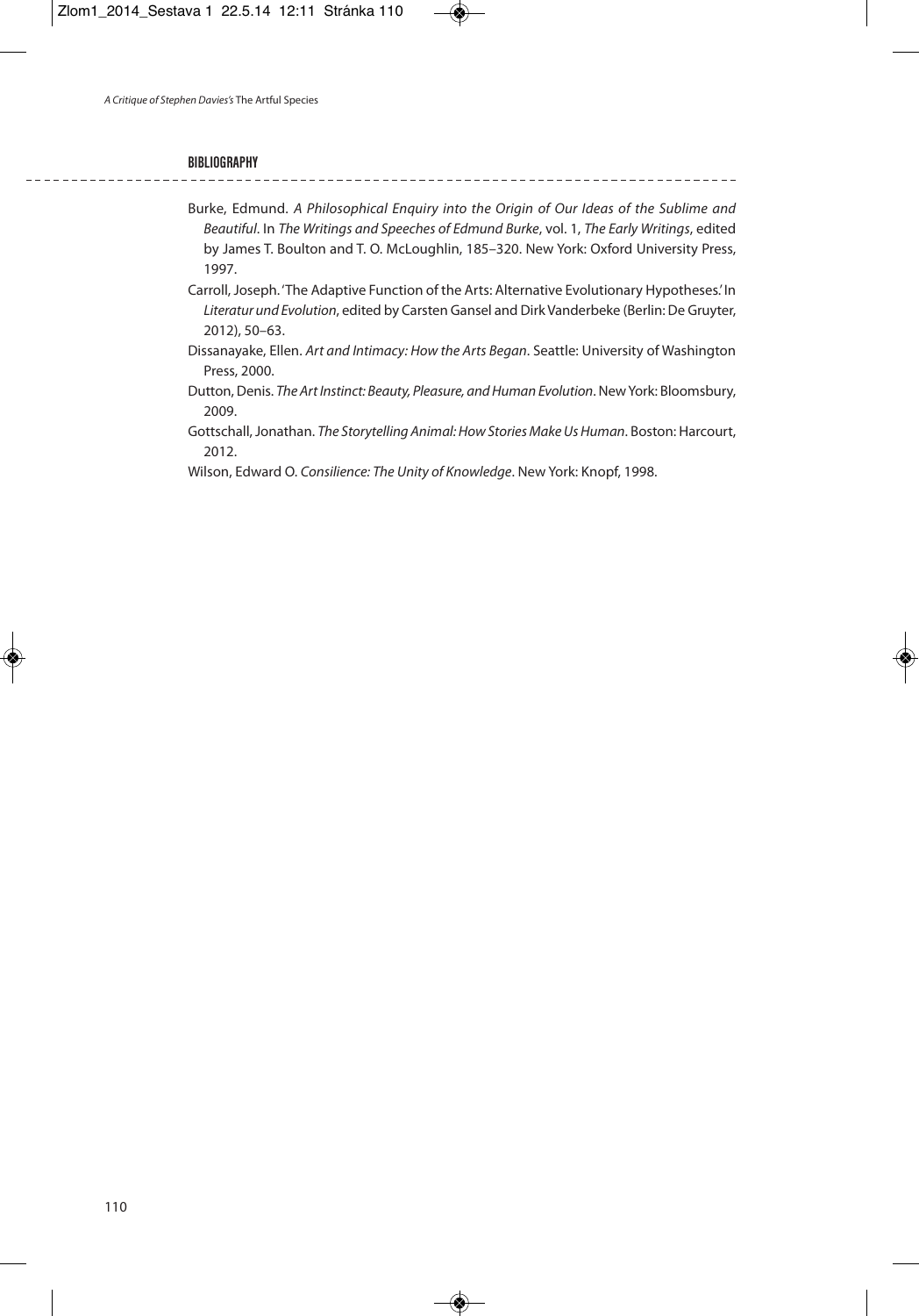### BIBLIOGRAPHY

Burke, Edmund. *A Philosophical Enquiry into the Origin of Our Ideas of the Sublime and Beautiful*. In *The Writings and Speeches of Edmund Burke*, vol. 1, *The Early Writings*, edited by James T. Boulton and T. O. McLoughlin, 185–320. New York: Oxford University Press, 1997.

Carroll, Joseph. 'The Adaptive Function of the Arts: Alternative Evolutionary Hypotheses.' In *Literatur und Evolution*, edited by Carsten Gansel and Dirk Vanderbeke (Berlin: De Gruyter, 2012), 50–63.

Dissanayake, Ellen. *Art and Intimacy: How the Arts Began*. Seattle: University of Washington Press, 2000.

Dutton, Denis. *The Art Instinct: Beauty, Pleasure, and Human Evolution*. New York: Bloomsbury, 2009.

Gottschall, Jonathan. *The Storytelling Animal: How Stories Make Us Human*. Boston: Harcourt, 2012.

Wilson, Edward O. *Consilience: The Unity of Knowledge*. New York: Knopf, 1998.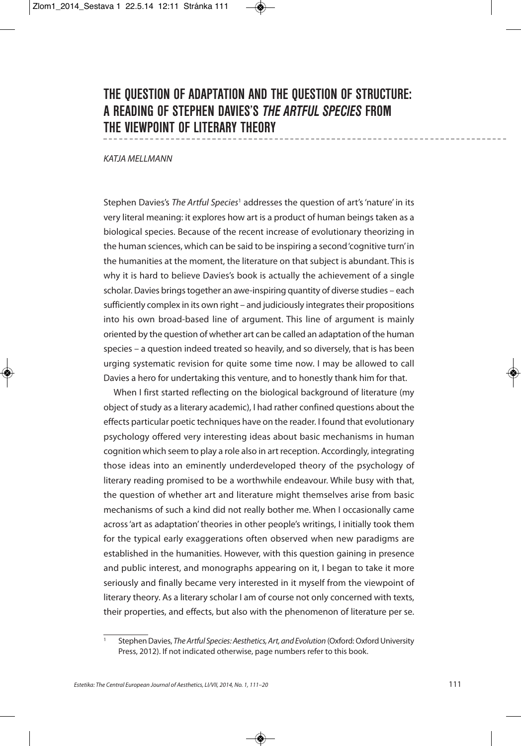# THE QUESTION OF ADAPTATION AND THE QUESTION OF STRUCTURE: A READING OF STEPHEN DAVIES'S *THE ARTFUL SPECIES* FROM THE VIEWPOINT OF LITERARY THEORY

*KATJA MELLMANN*

Stephen Davies's *The Artful Species*[1] addresses the question of art's 'nature' in its very literal meaning: it explores how art is a product of human beings taken as a biological species. Because of the recent increase of evolutionary theorizing in the human sciences, which can be said to be inspiring a second 'cognitive turn' in the humanities at the moment, the literature on that subject is abundant. This is why it is hard to believe Davies's book is actually the achievement of a single scholar. Davies brings together an awe-inspiring quantity of diverse studies – each sufficiently complex in its own right – and judiciously integrates their propositions into his own broad-based line of argument. This line of argument is mainly oriented by the question of whether art can be called an adaptation of the human species – a question indeed treated so heavily, and so diversely, that is has been urging systematic revision for quite some time now. I may be allowed to call Davies a hero for undertaking this venture, and to honestly thank him for that.

When I first started reflecting on the biological background of literature (my object of study as a literary academic), I had rather confined questions about the effects particular poetic techniques have on the reader. I found that evolutionary psychology offered very interesting ideas about basic mechanisms in human cognition which seem to play a role also in art reception. Accordingly, integrating those ideas into an eminently underdeveloped theory of the psychology of literary reading promised to be a worthwhile endeavour. While busy with that, the question of whether art and literature might themselves arise from basic mechanisms of such a kind did not really bother me. When I occasionally came across 'art as adaptation' theories in other people's writings, I initially took them for the typical early exaggerations often observed when new paradigms are established in the humanities. However, with this question gaining in presence and public interest, and monographs appearing on it, I began to take it more seriously and finally became very interested in it myself from the viewpoint of literary theory. As a literary scholar I am of course not only concerned with texts, their properties, and effects, but also with the phenomenon of literature per se.

[1] Stephen Davies, *The Artful Species: Aesthetics, Art, and Evolution* (Oxford: Oxford University Press, 2012). If not indicated otherwise, page numbers refer to this book.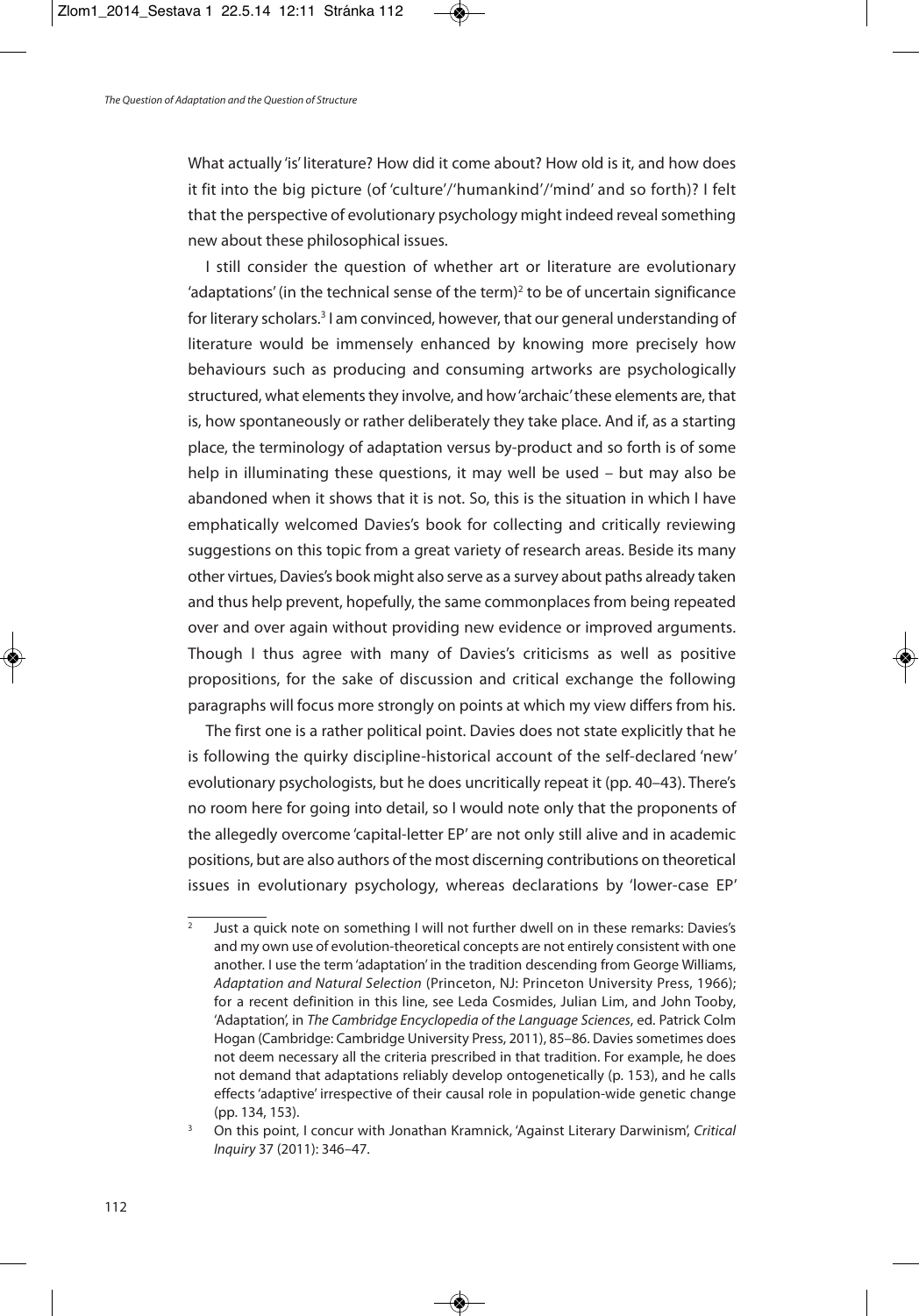What actually 'is' literature? How did it come about? How old is it, and how does it fit into the big picture (of 'culture'/'humankind'/'mind' and so forth)? I felt that the perspective of evolutionary psychology might indeed reveal something new about these philosophical issues.

I still consider the question of whether art or literature are evolutionary 'adaptations' (in the technical sense of the term)[2] to be of uncertain significance for literary scholars.[3] I am convinced, however, that our general understanding of literature would be immensely enhanced by knowing more precisely how behaviours such as producing and consuming artworks are psychologically structured, what elements they involve, and how 'archaic' these elements are, that is, how spontaneously or rather deliberately they take place. And if, as a starting place, the terminology of adaptation versus by-product and so forth is of some help in illuminating these questions, it may well be used – but may also be abandoned when it shows that it is not. So, this is the situation in which I have emphatically welcomed Davies's book for collecting and critically reviewing suggestions on this topic from a great variety of research areas. Beside its many other virtues, Davies's book might also serve as a survey about paths already taken and thus help prevent, hopefully, the same commonplaces from being repeated over and over again without providing new evidence or improved arguments. Though I thus agree with many of Davies's criticisms as well as positive propositions, for the sake of discussion and critical exchange the following paragraphs will focus more strongly on points at which my view differs from his.

The first one is a rather political point. Davies does not state explicitly that he is following the quirky discipline-historical account of the self-declared 'new' evolutionary psychologists, but he does uncritically repeat it (pp. 40–43). There's no room here for going into detail, so I would note only that the proponents of the allegedly overcome 'capital-letter EP' are not only still alive and in academic positions, but are also authors of the most discerning contributions on theoretical issues in evolutionary psychology, whereas declarations by 'lower-case EP'

---

[2] Just a quick note on something I will not further dwell on in these remarks: Davies's and my own use of evolution-theoretical concepts are not entirely consistent with one another. I use the term 'adaptation' in the tradition descending from George Williams, *Adaptation and Natural Selection* (Princeton, NJ: Princeton University Press, 1966); for a recent definition in this line, see Leda Cosmides, Julian Lim, and John Tooby, 'Adaptation', in *The Cambridge Encyclopedia of the Language Sciences*, ed. Patrick Colm Hogan (Cambridge: Cambridge University Press, 2011), 85–86. Davies sometimes does not deem necessary all the criteria prescribed in that tradition. For example, he does not demand that adaptations reliably develop ontogenetically (p. 153), and he calls effects 'adaptive' irrespective of their causal role in population-wide genetic change (pp. 134, 153).

[3] On this point, I concur with Jonathan Kramnick, 'Against Literary Darwinism', *Critical Inquiry* 37 (2011): 346–47.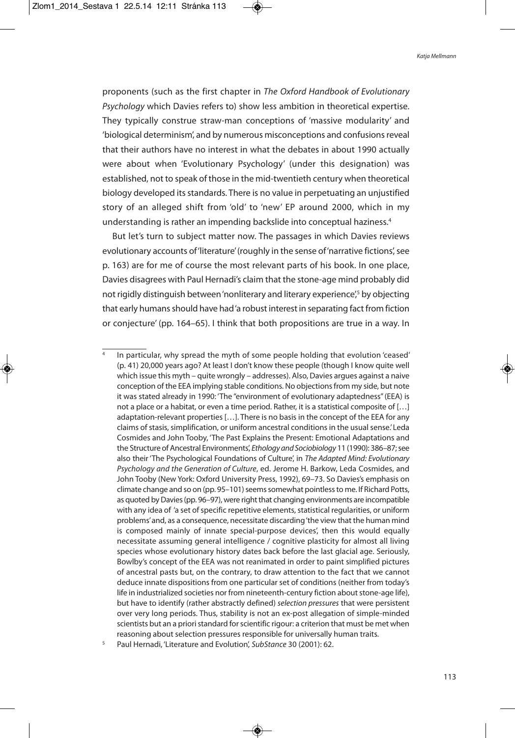proponents (such as the first chapter in *The Oxford Handbook of Evolutionary Psychology* which Davies refers to) show less ambition in theoretical expertise. They typically construe straw-man conceptions of 'massive modularity' and 'biological determinism', and by numerous misconceptions and confusions reveal that their authors have no interest in what the debates in about 1990 actually were about when 'Evolutionary Psychology' (under this designation) was established, not to speak of those in the mid-twentieth century when theoretical biology developed its standards. There is no value in perpetuating an unjustified story of an alleged shift from 'old' to 'new' EP around 2000, which in my understanding is rather an impending backslide into conceptual haziness.[4]

But let's turn to subject matter now. The passages in which Davies reviews evolutionary accounts of 'literature' (roughly in the sense of 'narrative fictions', see p. 163) are for me of course the most relevant parts of his book. In one place, Davies disagrees with Paul Hernadi's claim that the stone-age mind probably did not rigidly distinguish between 'nonliterary and literary experience',[5] by objecting that early humans should have had 'a robust interest in separating fact from fiction or conjecture' (pp. 164–65). I think that both propositions are true in a way. In

---

[4] In particular, why spread the myth of some people holding that evolution 'ceased' (p. 41) 20,000 years ago? At least I don't know these people (though I know quite well which issue this myth – quite wrongly – addresses). Also, Davies argues against a naive conception of the EEA implying stable conditions. No objections from my side, but note it was stated already in 1990: 'The "environment of evolutionary adaptedness" (EEA) is not a place or a habitat, or even a time period. Rather, it is a statistical composite of […] adaptation-relevant properties […]. There is no basis in the concept of the EEA for any claims of stasis, simplification, or uniform ancestral conditions in the usual sense.' Leda Cosmides and John Tooby, 'The Past Explains the Present: Emotional Adaptations and the Structure of Ancestral Environments', *Ethology and Sociobiology* 11 (1990): 386–87; see also their 'The Psychological Foundations of Culture', in *The Adapted Mind: Evolutionary Psychology and the Generation of Culture*, ed. Jerome H. Barkow, Leda Cosmides, and John Tooby (New York: Oxford University Press, 1992), 69–73. So Davies's emphasis on climate change and so on (pp. 95–101) seems somewhat pointless to me. If Richard Potts, as quoted by Davies (pp. 96–97), were right that changing environments are incompatible with any idea of 'a set of specific repetitive elements, statistical regularities, or uniform problems' and, as a consequence, necessitate discarding 'the view that the human mind is composed mainly of innate special-purpose devices', then this would equally necessitate assuming general intelligence / cognitive plasticity for almost all living species whose evolutionary history dates back before the last glacial age. Seriously, Bowlby's concept of the EEA was not reanimated in order to paint simplified pictures of ancestral pasts but, on the contrary, to draw attention to the fact that we cannot deduce innate dispositions from one particular set of conditions (neither from today's life in industrialized societies nor from nineteenth-century fiction about stone-age life), but have to identify (rather abstractly defined) *selection pressures* that were persistent over very long periods. Thus, stability is not an ex-post allegation of simple-minded scientists but an a priori standard for scientific rigour: a criterion that must be met when reasoning about selection pressures responsible for universally human traits.

[5] Paul Hernadi, 'Literature and Evolution', *SubStance* 30 (2001): 62.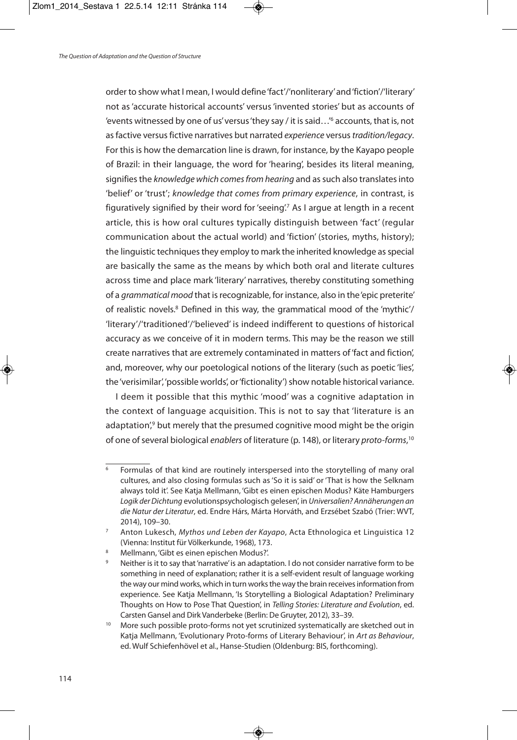order to show what I mean, I would define 'fact'/'nonliterary' and 'fiction'/'literary' not as 'accurate historical accounts' versus 'invented stories' but as accounts of 'events witnessed by one of us' versus 'they say / it is said…'[6] accounts, that is, not as factive versus fictive narratives but narrated *experience* versus *tradition/legacy*. For this is how the demarcation line is drawn, for instance, by the Kayapo people of Brazil: in their language, the word for 'hearing', besides its literal meaning, signifies the *knowledge which comes from hearing* and as such also translates into 'belief' or 'trust'; *knowledge that comes from primary experience*, in contrast, is figuratively signified by their word for 'seeing'.[7] As I argue at length in a recent article, this is how oral cultures typically distinguish between 'fact' (regular communication about the actual world) and 'fiction' (stories, myths, history); the linguistic techniques they employ to mark the inherited knowledge as special are basically the same as the means by which both oral and literate cultures across time and place mark 'literary' narratives, thereby constituting something of a *grammatical mood* that is recognizable, for instance, also in the 'epic preterite' of realistic novels.[8] Defined in this way, the grammatical mood of the 'mythic'/'literary'/'traditioned'/'believed' is indeed indifferent to questions of historical accuracy as we conceive of it in modern terms. This may be the reason we still create narratives that are extremely contaminated in matters of 'fact and fiction', and, moreover, why our poetological notions of the literary (such as poetic 'lies', the 'verisimilar', 'possible worlds', or 'fictionality') show notable historical variance.

I deem it possible that this mythic 'mood' was a cognitive adaptation in the context of language acquisition. This is not to say that 'literature is an adaptation',[9] but merely that the presumed cognitive mood might be the origin of one of several biological *enablers* of literature (p. 148), or literary *proto-forms*,[10]

---

[6] Formulas of that kind are routinely interspersed into the storytelling of many oral cultures, and also closing formulas such as 'So it is said' or 'That is how the Selknam always told it'. See Katja Mellmann, 'Gibt es einen epischen Modus? Käte Hamburgers *Logik der Dichtung* evolutionspsychologisch gelesen', in *Universalien? Annäherungen an die Natur der Literatur*, ed. Endre Hárs, Márta Horváth, and Erzsébet Szabó (Trier: WVT, 2014), 109–30.

[7] Anton Lukesch, *Mythos und Leben der Kayapo*, Acta Ethnologica et Linguistica 12 (Vienna: Institut für Völkerkunde, 1968), 173.

[8] Mellmann, 'Gibt es einen epischen Modus?'.

[9] Neither is it to say that 'narrative' is an adaptation. I do not consider narrative form to be something in need of explanation; rather it is a self-evident result of language working the way our mind works, which in turn works the way the brain receives information from experience. See Katja Mellmann, 'Is Storytelling a Biological Adaptation? Preliminary Thoughts on How to Pose That Question', in *Telling Stories: Literature and Evolution*, ed. Carsten Gansel and Dirk Vanderbeke (Berlin: De Gruyter, 2012), 33–39.

[10] More such possible proto-forms not yet scrutinized systematically are sketched out in Katja Mellmann, 'Evolutionary Proto-forms of Literary Behaviour', in *Art as Behaviour*, ed. Wulf Schiefenhövel et al., Hanse-Studien (Oldenburg: BIS, forthcoming).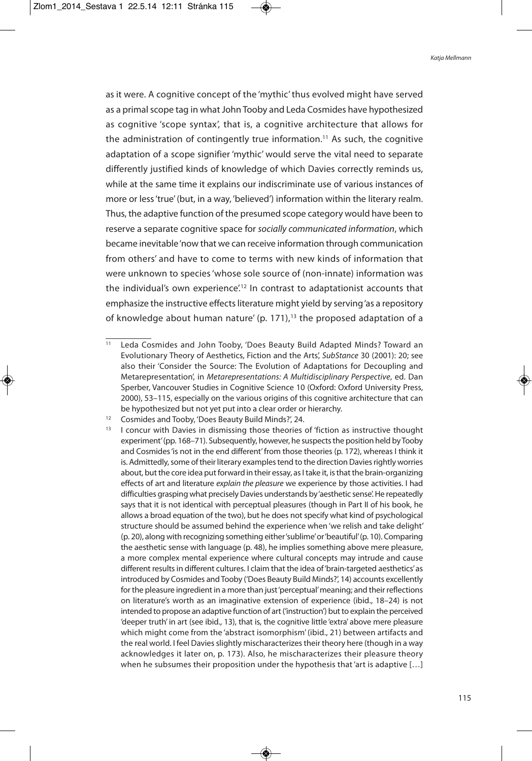as it were. A cognitive concept of the 'mythic' thus evolved might have served as a primal scope tag in what John Tooby and Leda Cosmides have hypothesized as cognitive 'scope syntax', that is, a cognitive architecture that allows for the administration of contingently true information.[11] As such, the cognitive adaptation of a scope signifier 'mythic' would serve the vital need to separate differently justified kinds of knowledge of which Davies correctly reminds us, while at the same time it explains our indiscriminate use of various instances of more or less 'true' (but, in a way, 'believed') information within the literary realm. Thus, the adaptive function of the presumed scope category would have been to reserve a separate cognitive space for *socially communicated information*, which became inevitable 'now that we can receive information through communication from others' and have to come to terms with new kinds of information that were unknown to species 'whose sole source of (non-innate) information was the individual's own experience'.[12] In contrast to adaptationist accounts that emphasize the instructive effects literature might yield by serving 'as a repository of knowledge about human nature' (p. 171),[13] the proposed adaptation of a

---

[11] Leda Cosmides and John Tooby, 'Does Beauty Build Adapted Minds? Toward an Evolutionary Theory of Aesthetics, Fiction and the Arts', *SubStance* 30 (2001): 20; see also their 'Consider the Source: The Evolution of Adaptations for Decoupling and Metarepresentation', in *Metarepresentations: A Multidisciplinary Perspective*, ed. Dan Sperber, Vancouver Studies in Cognitive Science 10 (Oxford: Oxford University Press, 2000), 53–115, especially on the various origins of this cognitive architecture that can be hypothesized but not yet put into a clear order or hierarchy.

[12] Cosmides and Tooby, 'Does Beauty Build Minds?', 24.

[13] I concur with Davies in dismissing those theories of 'fiction as instructive thought experiment' (pp. 168–71). Subsequently, however, he suspects the position held by Tooby and Cosmides 'is not in the end different' from those theories (p. 172), whereas I think it is. Admittedly, some of their literary examples tend to the direction Davies rightly worries about, but the core idea put forward in their essay, as I take it, is that the brain-organizing effects of art and literature *explain the pleasure* we experience by those activities. I had difficulties grasping what precisely Davies understands by 'aesthetic sense'. He repeatedly says that it is not identical with perceptual pleasures (though in Part II of his book, he allows a broad equation of the two), but he does not specify what kind of psychological structure should be assumed behind the experience when 'we relish and take delight' (p. 20), along with recognizing something either 'sublime' or 'beautiful' (p. 10). Comparing the aesthetic sense with language (p. 48), he implies something above mere pleasure, a more complex mental experience where cultural concepts may intrude and cause different results in different cultures. I claim that the idea of 'brain-targeted aesthetics' as introduced by Cosmides and Tooby ('Does Beauty Build Minds?', 14) accounts excellently for the pleasure ingredient in a more than just 'perceptual' meaning; and their reflections on literature's worth as an imaginative extension of experience (ibid., 18–24) is not intended to propose an adaptive function of art ('instruction') but to explain the perceived 'deeper truth' in art (see ibid., 13), that is, the cognitive little 'extra' above mere pleasure which might come from the 'abstract isomorphism' (ibid., 21) between artifacts and the real world. I feel Davies slightly mischaracterizes their theory here (though in a way acknowledges it later on, p. 173). Also, he mischaracterizes their pleasure theory when he subsumes their proposition under the hypothesis that 'art is adaptive […]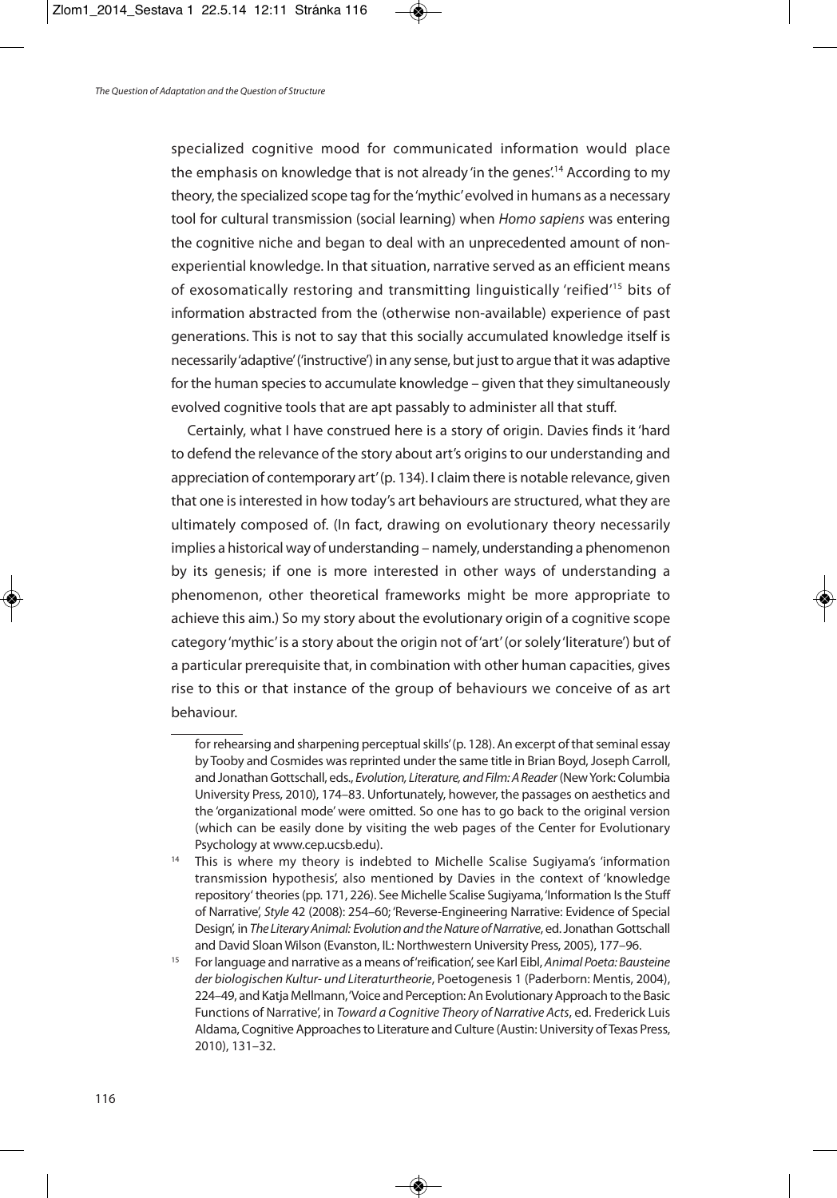specialized cognitive mood for communicated information would place the emphasis on knowledge that is not already 'in the genes'.[14] According to my theory, the specialized scope tag for the 'mythic' evolved in humans as a necessary tool for cultural transmission (social learning) when *Homo sapiens* was entering the cognitive niche and began to deal with an unprecedented amount of non-experiential knowledge. In that situation, narrative served as an efficient means of exosomatically restoring and transmitting linguistically 'reified'[15] bits of information abstracted from the (otherwise non-available) experience of past generations. This is not to say that this socially accumulated knowledge itself is necessarily 'adaptive' ('instructive') in any sense, but just to argue that it was adaptive for the human species to accumulate knowledge – given that they simultaneously evolved cognitive tools that are apt passably to administer all that stuff.

Certainly, what I have construed here is a story of origin. Davies finds it 'hard to defend the relevance of the story about art's origins to our understanding and appreciation of contemporary art' (p. 134). I claim there is notable relevance, given that one is interested in how today's art behaviours are structured, what they are ultimately composed of. (In fact, drawing on evolutionary theory necessarily implies a historical way of understanding – namely, understanding a phenomenon by its genesis; if one is more interested in other ways of understanding a phenomenon, other theoretical frameworks might be more appropriate to achieve this aim.) So my story about the evolutionary origin of a cognitive scope category 'mythic' is a story about the origin not of 'art' (or solely 'literature') but of a particular prerequisite that, in combination with other human capacities, gives rise to this or that instance of the group of behaviours we conceive of as art behaviour.

---

for rehearsing and sharpening perceptual skills' (p. 128). An excerpt of that seminal essay by Tooby and Cosmides was reprinted under the same title in Brian Boyd, Joseph Carroll, and Jonathan Gottschall, eds., *Evolution, Literature, and Film: A Reader* (New York: Columbia University Press, 2010), 174–83. Unfortunately, however, the passages on aesthetics and the 'organizational mode' were omitted. So one has to go back to the original version (which can be easily done by visiting the web pages of the Center for Evolutionary Psychology at www.cep.ucsb.edu).

[14] This is where my theory is indebted to Michelle Scalise Sugiyama's 'information transmission hypothesis', also mentioned by Davies in the context of 'knowledge repository' theories (pp. 171, 226). See Michelle Scalise Sugiyama, 'Information Is the Stuff of Narrative', *Style* 42 (2008): 254–60; 'Reverse-Engineering Narrative: Evidence of Special Design', in *The Literary Animal: Evolution and the Nature of Narrative*, ed. Jonathan Gottschall and David Sloan Wilson (Evanston, IL: Northwestern University Press, 2005), 177–96.

[15] For language and narrative as a means of 'reification', see Karl Eibl, *Animal Poeta: Bausteine der biologischen Kultur- und Literaturtheorie*, Poetogenesis 1 (Paderborn: Mentis, 2004), 224–49, and Katja Mellmann, 'Voice and Perception: An Evolutionary Approach to the Basic Functions of Narrative', in *Toward a Cognitive Theory of Narrative Acts*, ed. Frederick Luis Aldama, Cognitive Approaches to Literature and Culture (Austin: University of Texas Press, 2010), 131–32.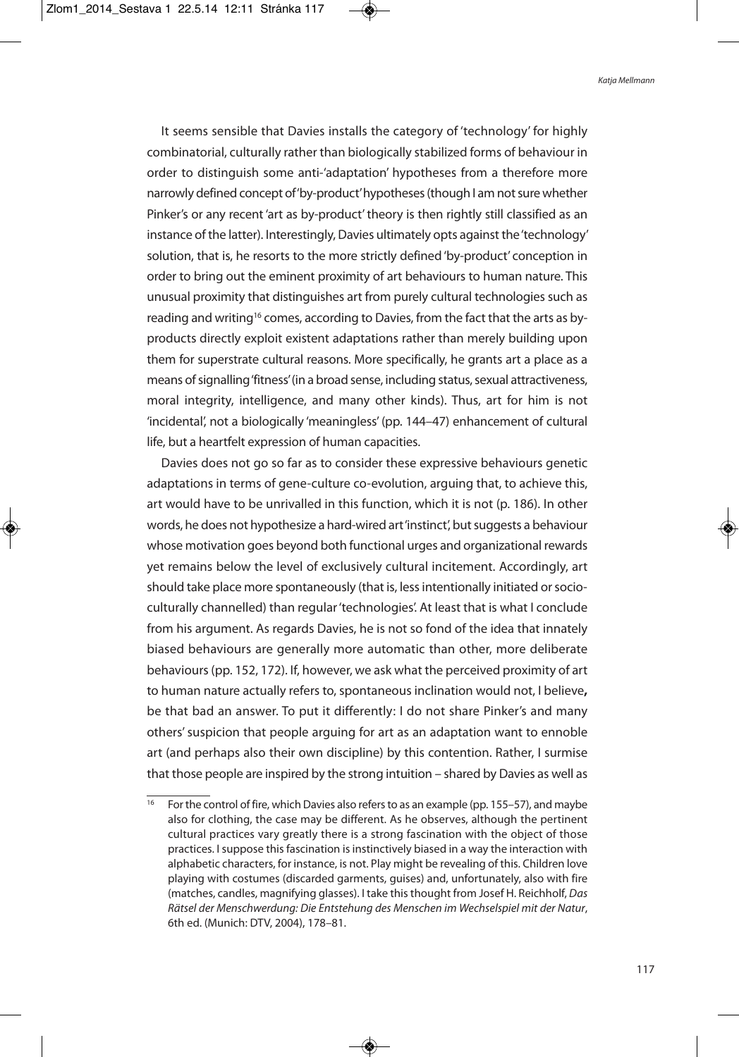It seems sensible that Davies installs the category of 'technology' for highly combinatorial, culturally rather than biologically stabilized forms of behaviour in order to distinguish some anti-'adaptation' hypotheses from a therefore more narrowly defined concept of 'by-product' hypotheses (though I am not sure whether Pinker's or any recent 'art as by-product' theory is then rightly still classified as an instance of the latter). Interestingly, Davies ultimately opts against the 'technology' solution, that is, he resorts to the more strictly defined 'by-product' conception in order to bring out the eminent proximity of art behaviours to human nature. This unusual proximity that distinguishes art from purely cultural technologies such as reading and writing[16] comes, according to Davies, from the fact that the arts as by-products directly exploit existent adaptations rather than merely building upon them for superstrate cultural reasons. More specifically, he grants art a place as a means of signalling 'fitness' (in a broad sense, including status, sexual attractiveness, moral integrity, intelligence, and many other kinds). Thus, art for him is not 'incidental', not a biologically 'meaningless' (pp. 144–47) enhancement of cultural life, but a heartfelt expression of human capacities.

Davies does not go so far as to consider these expressive behaviours genetic adaptations in terms of gene-culture co-evolution, arguing that, to achieve this, art would have to be unrivalled in this function, which it is not (p. 186). In other words, he does not hypothesize a hard-wired art 'instinct', but suggests a behaviour whose motivation goes beyond both functional urges and organizational rewards yet remains below the level of exclusively cultural incitement. Accordingly, art should take place more spontaneously (that is, less intentionally initiated or socio-culturally channelled) than regular 'technologies'. At least that is what I conclude from his argument. As regards Davies, he is not so fond of the idea that innately biased behaviours are generally more automatic than other, more deliberate behaviours (pp. 152, 172). If, however, we ask what the perceived proximity of art to human nature actually refers to, spontaneous inclination would not, I believe, be that bad an answer. To put it differently: I do not share Pinker's and many others' suspicion that people arguing for art as an adaptation want to ennoble art (and perhaps also their own discipline) by this contention. Rather, I surmise that those people are inspired by the strong intuition – shared by Davies as well as

---

[16] For the control of fire, which Davies also refers to as an example (pp. 155–57), and maybe also for clothing, the case may be different. As he observes, although the pertinent cultural practices vary greatly there is a strong fascination with the object of those practices. I suppose this fascination is instinctively biased in a way the interaction with alphabetic characters, for instance, is not. Play might be revealing of this. Children love playing with costumes (discarded garments, guises) and, unfortunately, also with fire (matches, candles, magnifying glasses). I take this thought from Josef H. Reichholf, *Das Rätsel der Menschwerdung: Die Entstehung des Menschen im Wechselspiel mit der Natur*, 6th ed. (Munich: DTV, 2004), 178–81.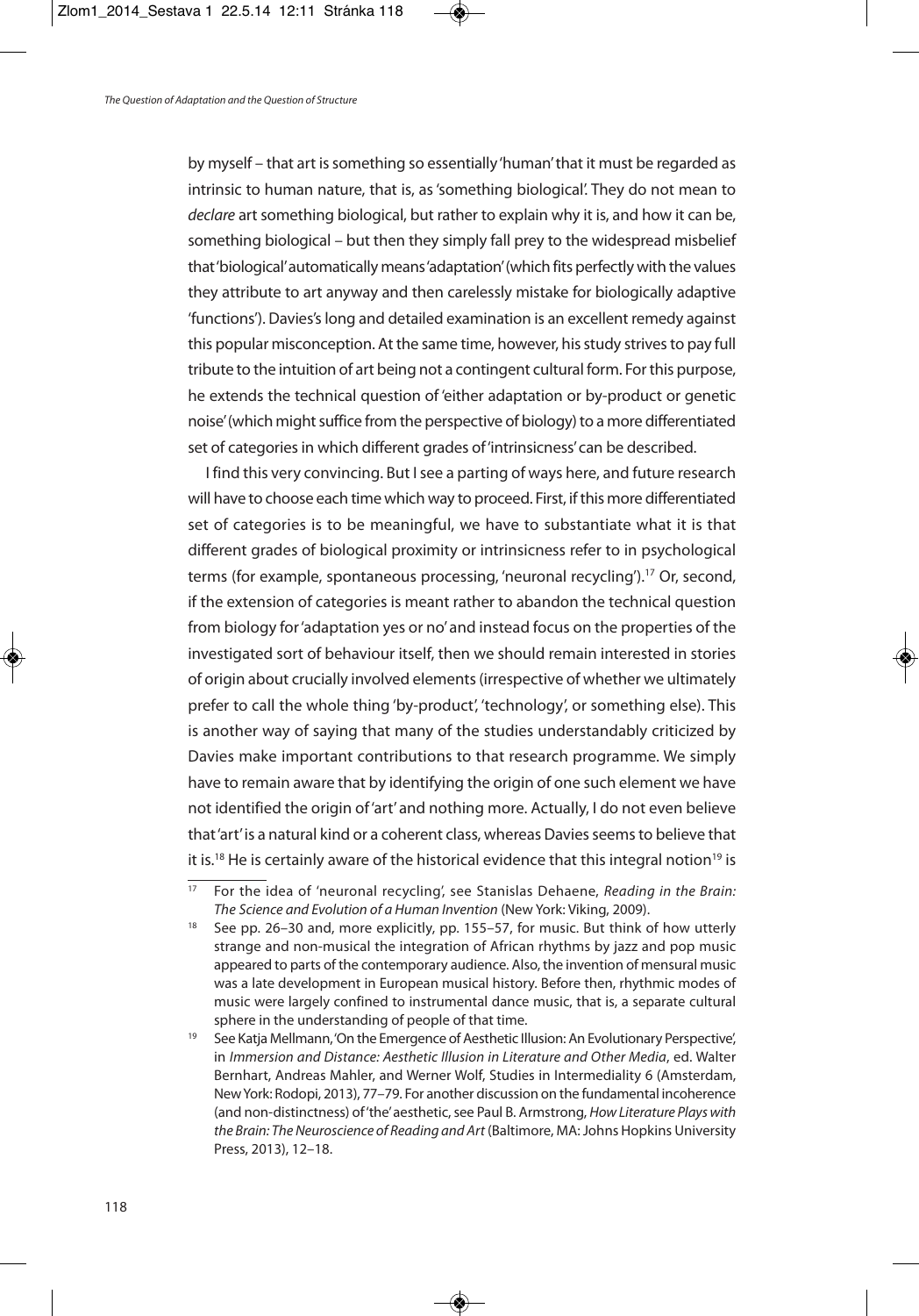by myself – that art is something so essentially 'human' that it must be regarded as intrinsic to human nature, that is, as 'something biological'. They do not mean to *declare* art something biological, but rather to explain why it is, and how it can be, something biological – but then they simply fall prey to the widespread misbelief that 'biological' automatically means 'adaptation' (which fits perfectly with the values they attribute to art anyway and then carelessly mistake for biologically adaptive 'functions'). Davies's long and detailed examination is an excellent remedy against this popular misconception. At the same time, however, his study strives to pay full tribute to the intuition of art being not a contingent cultural form. For this purpose, he extends the technical question of 'either adaptation or by-product or genetic noise' (which might suffice from the perspective of biology) to a more differentiated set of categories in which different grades of 'intrinsicness' can be described.

I find this very convincing. But I see a parting of ways here, and future research will have to choose each time which way to proceed. First, if this more differentiated set of categories is to be meaningful, we have to substantiate what it is that different grades of biological proximity or intrinsicness refer to in psychological terms (for example, spontaneous processing, 'neuronal recycling').[17] Or, second, if the extension of categories is meant rather to abandon the technical question from biology for 'adaptation yes or no' and instead focus on the properties of the investigated sort of behaviour itself, then we should remain interested in stories of origin about crucially involved elements (irrespective of whether we ultimately prefer to call the whole thing 'by-product', 'technology', or something else). This is another way of saying that many of the studies understandably criticized by Davies make important contributions to that research programme. We simply have to remain aware that by identifying the origin of one such element we have not identified the origin of 'art' and nothing more. Actually, I do not even believe that 'art' is a natural kind or a coherent class, whereas Davies seems to believe that it is.[18] He is certainly aware of the historical evidence that this integral notion[19] is

---

[17] For the idea of 'neuronal recycling', see Stanislas Dehaene, *Reading in the Brain: The Science and Evolution of a Human Invention* (New York: Viking, 2009).

[18] See pp. 26–30 and, more explicitly, pp. 155–57, for music. But think of how utterly strange and non-musical the integration of African rhythms by jazz and pop music appeared to parts of the contemporary audience. Also, the invention of mensural music was a late development in European musical history. Before then, rhythmic modes of music were largely confined to instrumental dance music, that is, a separate cultural sphere in the understanding of people of that time.

[19] See Katja Mellmann, 'On the Emergence of Aesthetic Illusion: An Evolutionary Perspective', in *Immersion and Distance: Aesthetic Illusion in Literature and Other Media*, ed. Walter Bernhart, Andreas Mahler, and Werner Wolf, Studies in Intermediality 6 (Amsterdam, New York: Rodopi, 2013), 77–79. For another discussion on the fundamental incoherence (and non-distinctness) of 'the' aesthetic, see Paul B. Armstrong, *How Literature Plays with the Brain: The Neuroscience of Reading and Art* (Baltimore, MA: Johns Hopkins University Press, 2013), 12–18.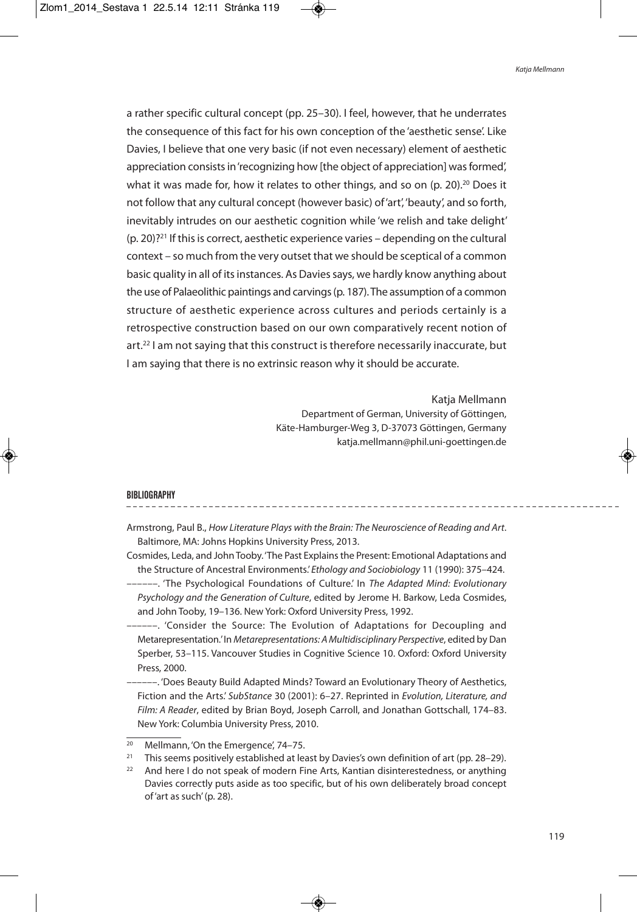a rather specific cultural concept (pp. 25–30). I feel, however, that he underrates the consequence of this fact for his own conception of the 'aesthetic sense'. Like Davies, I believe that one very basic (if not even necessary) element of aesthetic appreciation consists in 'recognizing how [the object of appreciation] was formed', what it was made for, how it relates to other things, and so on (p. 20).[20] Does it not follow that any cultural concept (however basic) of 'art', 'beauty', and so forth, inevitably intrudes on our aesthetic cognition while 'we relish and take delight' (p. 20)?[21] If this is correct, aesthetic experience varies – depending on the cultural context – so much from the very outset that we should be sceptical of a common basic quality in all of its instances. As Davies says, we hardly know anything about the use of Palaeolithic paintings and carvings (p. 187). The assumption of a common structure of aesthetic experience across cultures and periods certainly is a retrospective construction based on our own comparatively recent notion of art.[22] I am not saying that this construct is therefore necessarily inaccurate, but I am saying that there is no extrinsic reason why it should be accurate.

Katja Mellmann
Department of German, University of Göttingen,
Käte-Hamburger-Weg 3, D-37073 Göttingen, Germany
katja.mellmann@phil.uni-goettingen.de

## BIBLIOGRAPHY

Armstrong, Paul B., *How Literature Plays with the Brain: The Neuroscience of Reading and Art*. Baltimore, MA: Johns Hopkins University Press, 2013.

Cosmides, Leda, and John Tooby. 'The Past Explains the Present: Emotional Adaptations and the Structure of Ancestral Environments.' *Ethology and Sociobiology* 11 (1990): 375–424.

––––––. 'The Psychological Foundations of Culture.' In *The Adapted Mind: Evolutionary Psychology and the Generation of Culture*, edited by Jerome H. Barkow, Leda Cosmides, and John Tooby, 19–136. New York: Oxford University Press, 1992.

––––––. 'Consider the Source: The Evolution of Adaptations for Decoupling and Metarepresentation.' In *Metarepresentations: A Multidisciplinary Perspective*, edited by Dan Sperber, 53–115. Vancouver Studies in Cognitive Science 10. Oxford: Oxford University Press, 2000.

––––––. 'Does Beauty Build Adapted Minds? Toward an Evolutionary Theory of Aesthetics, Fiction and the Arts.' *SubStance* 30 (2001): 6–27. Reprinted in *Evolution, Literature, and Film: A Reader*, edited by Brian Boyd, Joseph Carroll, and Jonathan Gottschall, 174–83. New York: Columbia University Press, 2010.

---

[20] Mellmann, 'On the Emergence', 74–75.

[21] This seems positively established at least by Davies's own definition of art (pp. 28–29).

[22] And here I do not speak of modern Fine Arts, Kantian disinterestedness, or anything Davies correctly puts aside as too specific, but of his own deliberately broad concept of 'art as such' (p. 28).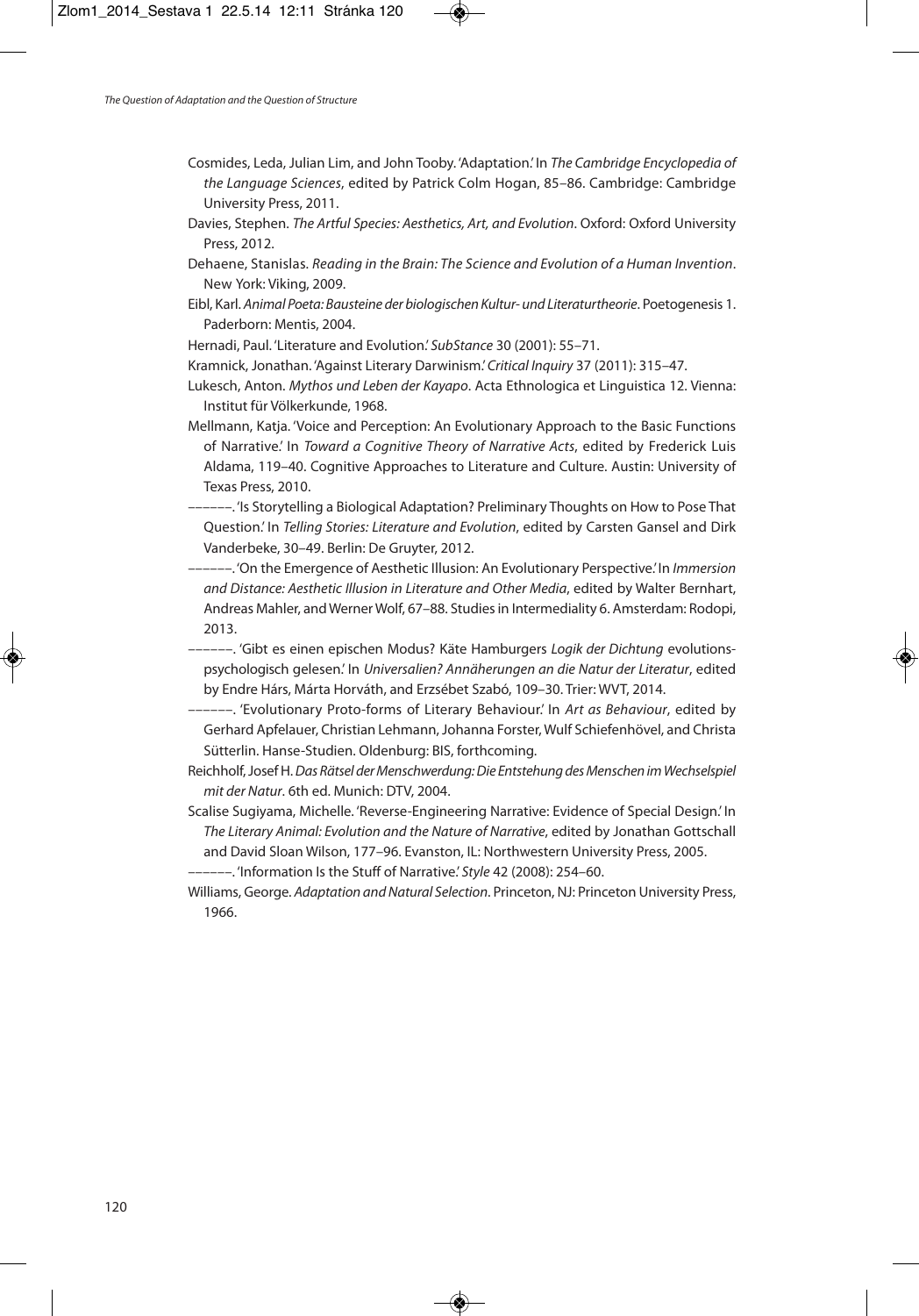Cosmides, Leda, Julian Lim, and John Tooby. 'Adaptation.' In *The Cambridge Encyclopedia of the Language Sciences*, edited by Patrick Colm Hogan, 85–86. Cambridge: Cambridge University Press, 2011.

Davies, Stephen. *The Artful Species: Aesthetics, Art, and Evolution*. Oxford: Oxford University Press, 2012.

Dehaene, Stanislas. *Reading in the Brain: The Science and Evolution of a Human Invention*. New York: Viking, 2009.

Eibl, Karl. *Animal Poeta: Bausteine der biologischen Kultur- und Literaturtheorie*. Poetogenesis 1. Paderborn: Mentis, 2004.

Hernadi, Paul. 'Literature and Evolution.' *SubStance* 30 (2001): 55–71.

Kramnick, Jonathan. 'Against Literary Darwinism.' *Critical Inquiry* 37 (2011): 315–47.

Lukesch, Anton. *Mythos und Leben der Kayapo*. Acta Ethnologica et Linguistica 12. Vienna: Institut für Völkerkunde, 1968.

Mellmann, Katja. 'Voice and Perception: An Evolutionary Approach to the Basic Functions of Narrative.' In *Toward a Cognitive Theory of Narrative Acts*, edited by Frederick Luis Aldama, 119–40. Cognitive Approaches to Literature and Culture. Austin: University of Texas Press, 2010.

––––––. 'Is Storytelling a Biological Adaptation? Preliminary Thoughts on How to Pose That Question.' In *Telling Stories: Literature and Evolution*, edited by Carsten Gansel and Dirk Vanderbeke, 30–49. Berlin: De Gruyter, 2012.

––––––. 'On the Emergence of Aesthetic Illusion: An Evolutionary Perspective.' In *Immersion and Distance: Aesthetic Illusion in Literature and Other Media*, edited by Walter Bernhart, Andreas Mahler, and Werner Wolf, 67–88. Studies in Intermediality 6. Amsterdam: Rodopi, 2013.

––––––. 'Gibt es einen epischen Modus? Käte Hamburgers *Logik der Dichtung* evolutionspsychologisch gelesen.' In *Universalien? Annäherungen an die Natur der Literatur*, edited by Endre Hárs, Márta Horváth, and Erzsébet Szabó, 109–30. Trier: WVT, 2014.

––––––. 'Evolutionary Proto-forms of Literary Behaviour.' In *Art as Behaviour*, edited by Gerhard Apfelauer, Christian Lehmann, Johanna Forster, Wulf Schiefenhövel, and Christa Sütterlin. Hanse-Studien. Oldenburg: BIS, forthcoming.

Reichholf, Josef H. *Das Rätsel der Menschwerdung: Die Entstehung des Menschen im Wechselspiel mit der Natur*. 6th ed. Munich: DTV, 2004.

Scalise Sugiyama, Michelle. 'Reverse-Engineering Narrative: Evidence of Special Design.' In *The Literary Animal: Evolution and the Nature of Narrative*, edited by Jonathan Gottschall and David Sloan Wilson, 177–96. Evanston, IL: Northwestern University Press, 2005.

––––––. 'Information Is the Stuff of Narrative.' *Style* 42 (2008): 254–60.

Williams, George. *Adaptation and Natural Selection*. Princeton, NJ: Princeton University Press, 1966.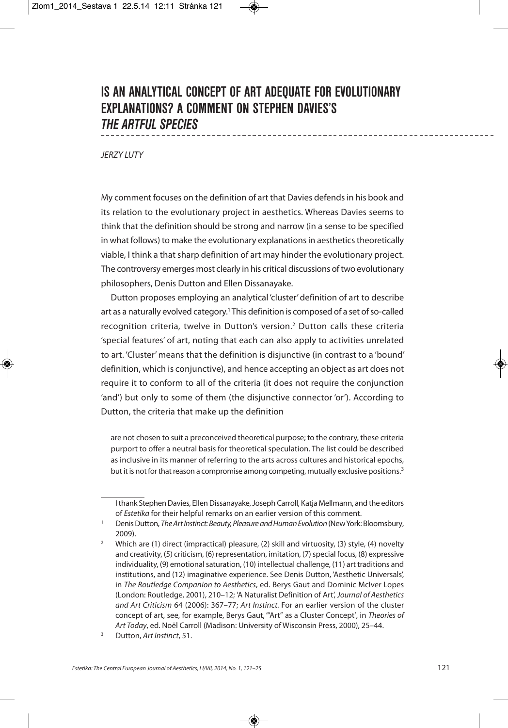# IS AN ANALYTICAL CONCEPT OF ART ADEQUATE FOR EVOLUTIONARY EXPLANATIONS? A COMMENT ON STEPHEN DAVIES'S *THE ARTFUL SPECIES*

*JERZY LUTY*

My comment focuses on the definition of art that Davies defends in his book and its relation to the evolutionary project in aesthetics. Whereas Davies seems to think that the definition should be strong and narrow (in a sense to be specified in what follows) to make the evolutionary explanations in aesthetics theoretically viable, I think a that sharp definition of art may hinder the evolutionary project. The controversy emerges most clearly in his critical discussions of two evolutionary philosophers, Denis Dutton and Ellen Dissanayake.

Dutton proposes employing an analytical 'cluster' definition of art to describe art as a naturally evolved category.[1] This definition is composed of a set of so-called recognition criteria, twelve in Dutton's version.[2] Dutton calls these criteria 'special features' of art, noting that each can also apply to activities unrelated to art. 'Cluster' means that the definition is disjunctive (in contrast to a 'bound' definition, which is conjunctive), and hence accepting an object as art does not require it to conform to all of the criteria (it does not require the conjunction 'and') but only to some of them (the disjunctive connector 'or'). According to Dutton, the criteria that make up the definition

> are not chosen to suit a preconceived theoretical purpose; to the contrary, these criteria purport to offer a neutral basis for theoretical speculation. The list could be described as inclusive in its manner of referring to the arts across cultures and historical epochs, but it is not for that reason a compromise among competing, mutually exclusive positions.[3]

---

I thank Stephen Davies, Ellen Dissanayake, Joseph Carroll, Katja Mellmann, and the editors of *Estetika* for their helpful remarks on an earlier version of this comment.

[1] Denis Dutton, *The Art Instinct: Beauty, Pleasure and Human Evolution* (New York: Bloomsbury, 2009).

[2] Which are (1) direct (impractical) pleasure, (2) skill and virtuosity, (3) style, (4) novelty and creativity, (5) criticism, (6) representation, imitation, (7) special focus, (8) expressive individuality, (9) emotional saturation, (10) intellectual challenge, (11) art traditions and institutions, and (12) imaginative experience. See Denis Dutton, 'Aesthetic Universals', in *The Routledge Companion to Aesthetics*, ed. Berys Gaut and Dominic McIver Lopes (London: Routledge, 2001), 210–12; 'A Naturalist Definition of Art', *Journal of Aesthetics and Art Criticism* 64 (2006): 367–77; *Art Instinct*. For an earlier version of the cluster concept of art, see, for example, Berys Gaut, '"Art" as a Cluster Concept', in *Theories of Art Today*, ed. Noël Carroll (Madison: University of Wisconsin Press, 2000), 25–44.

[3] Dutton, *Art Instinct*, 51.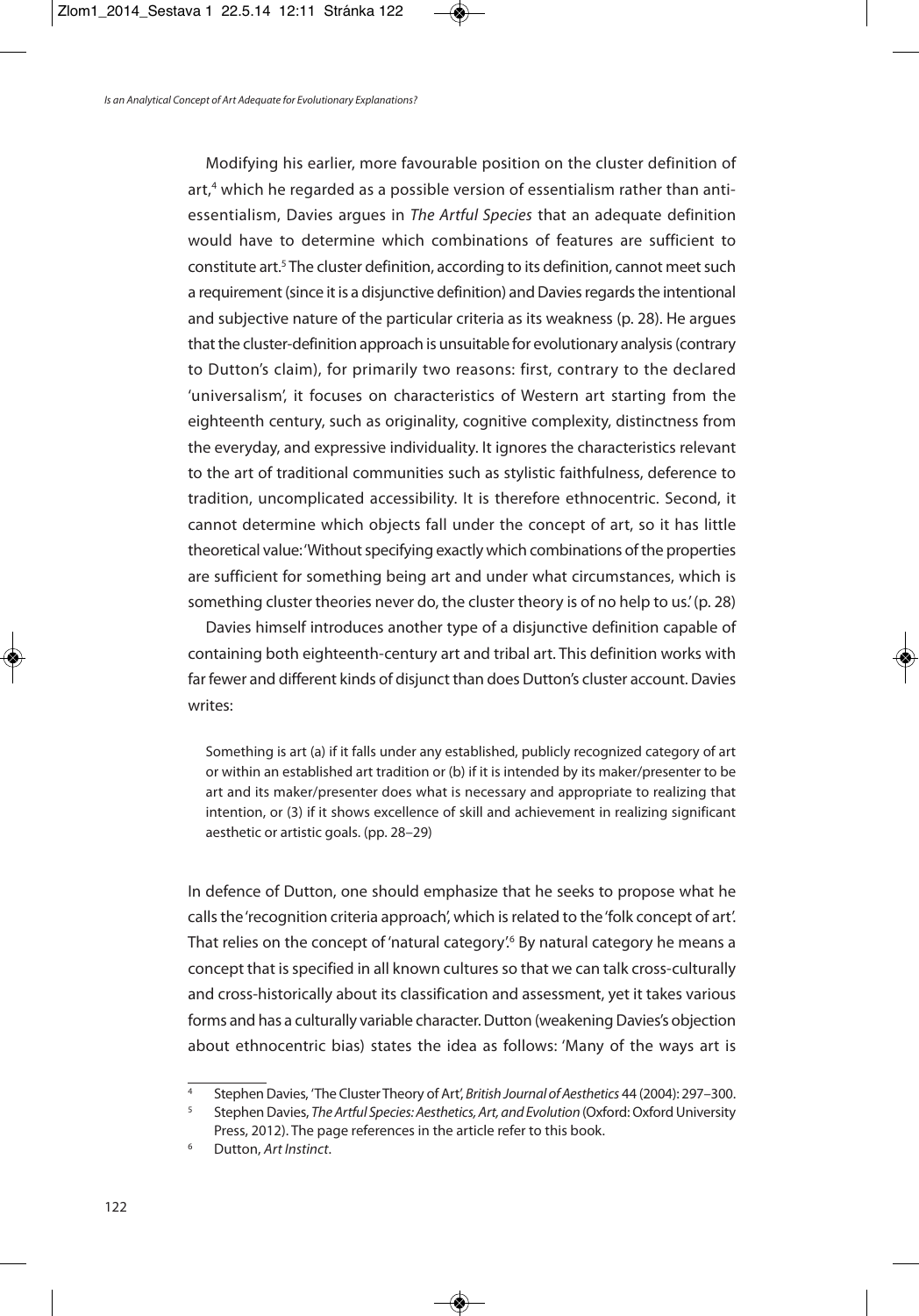Modifying his earlier, more favourable position on the cluster definition of art,[4] which he regarded as a possible version of essentialism rather than anti-essentialism, Davies argues in *The Artful Species* that an adequate definition would have to determine which combinations of features are sufficient to constitute art.[5] The cluster definition, according to its definition, cannot meet such a requirement (since it is a disjunctive definition) and Davies regards the intentional and subjective nature of the particular criteria as its weakness (p. 28). He argues that the cluster-definition approach is unsuitable for evolutionary analysis (contrary to Dutton's claim), for primarily two reasons: first, contrary to the declared 'universalism', it focuses on characteristics of Western art starting from the eighteenth century, such as originality, cognitive complexity, distinctness from the everyday, and expressive individuality. It ignores the characteristics relevant to the art of traditional communities such as stylistic faithfulness, deference to tradition, uncomplicated accessibility. It is therefore ethnocentric. Second, it cannot determine which objects fall under the concept of art, so it has little theoretical value: 'Without specifying exactly which combinations of the properties are sufficient for something being art and under what circumstances, which is something cluster theories never do, the cluster theory is of no help to us.' (p. 28)

Davies himself introduces another type of a disjunctive definition capable of containing both eighteenth-century art and tribal art. This definition works with far fewer and different kinds of disjunct than does Dutton's cluster account. Davies writes:

> Something is art (a) if it falls under any established, publicly recognized category of art or within an established art tradition or (b) if it is intended by its maker/presenter to be art and its maker/presenter does what is necessary and appropriate to realizing that intention, or (3) if it shows excellence of skill and achievement in realizing significant aesthetic or artistic goals. (pp. 28–29)

In defence of Dutton, one should emphasize that he seeks to propose what he calls the 'recognition criteria approach', which is related to the 'folk concept of art'. That relies on the concept of 'natural category'.[6] By natural category he means a concept that is specified in all known cultures so that we can talk cross-culturally and cross-historically about its classification and assessment, yet it takes various forms and has a culturally variable character. Dutton (weakening Davies's objection about ethnocentric bias) states the idea as follows: 'Many of the ways art is

---

[4] Stephen Davies, 'The Cluster Theory of Art', *British Journal of Aesthetics* 44 (2004): 297–300.

[5] Stephen Davies, *The Artful Species: Aesthetics, Art, and Evolution* (Oxford: Oxford University Press, 2012). The page references in the article refer to this book.

[6] Dutton, *Art Instinct*.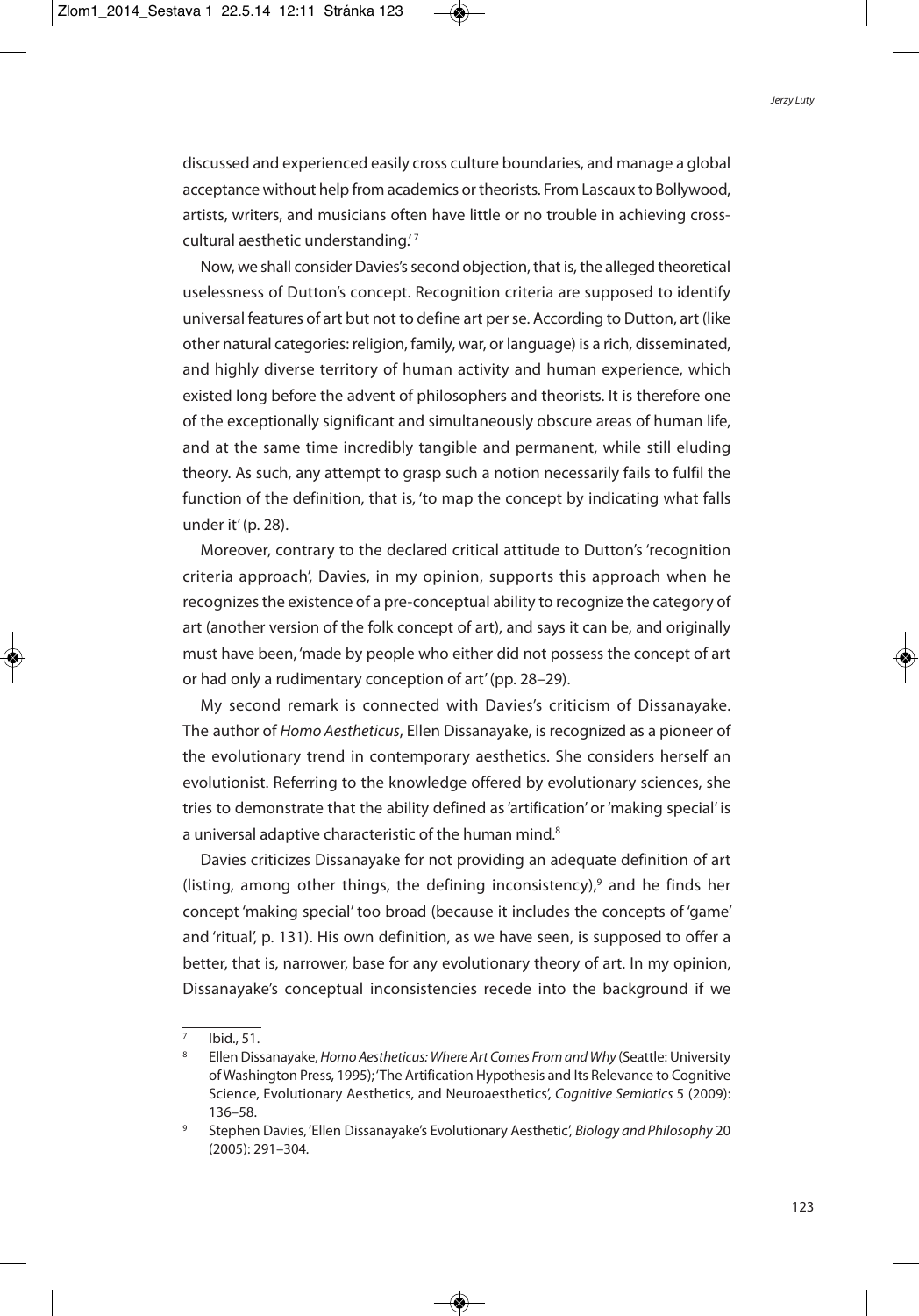discussed and experienced easily cross culture boundaries, and manage a global acceptance without help from academics or theorists. From Lascaux to Bollywood, artists, writers, and musicians often have little or no trouble in achieving cross-cultural aesthetic understanding.'[7]

Now, we shall consider Davies's second objection, that is, the alleged theoretical uselessness of Dutton's concept. Recognition criteria are supposed to identify universal features of art but not to define art per se. According to Dutton, art (like other natural categories: religion, family, war, or language) is a rich, disseminated, and highly diverse territory of human activity and human experience, which existed long before the advent of philosophers and theorists. It is therefore one of the exceptionally significant and simultaneously obscure areas of human life, and at the same time incredibly tangible and permanent, while still eluding theory. As such, any attempt to grasp such a notion necessarily fails to fulfil the function of the definition, that is, 'to map the concept by indicating what falls under it' (p. 28).

Moreover, contrary to the declared critical attitude to Dutton's 'recognition criteria approach', Davies, in my opinion, supports this approach when he recognizes the existence of a pre-conceptual ability to recognize the category of art (another version of the folk concept of art), and says it can be, and originally must have been, 'made by people who either did not possess the concept of art or had only a rudimentary conception of art' (pp. 28–29).

My second remark is connected with Davies's criticism of Dissanayake. The author of *Homo Aestheticus*, Ellen Dissanayake, is recognized as a pioneer of the evolutionary trend in contemporary aesthetics. She considers herself an evolutionist. Referring to the knowledge offered by evolutionary sciences, she tries to demonstrate that the ability defined as 'artification' or 'making special' is a universal adaptive characteristic of the human mind.[8]

Davies criticizes Dissanayake for not providing an adequate definition of art (listing, among other things, the defining inconsistency),[9] and he finds her concept 'making special' too broad (because it includes the concepts of 'game' and 'ritual', p. 131). His own definition, as we have seen, is supposed to offer a better, that is, narrower, base for any evolutionary theory of art. In my opinion, Dissanayake's conceptual inconsistencies recede into the background if we

---

[7] Ibid., 51.

[8] Ellen Dissanayake, *Homo Aestheticus: Where Art Comes From and Why* (Seattle: University of Washington Press, 1995); 'The Artification Hypothesis and Its Relevance to Cognitive Science, Evolutionary Aesthetics, and Neuroaesthetics', *Cognitive Semiotics* 5 (2009): 136–58.

[9] Stephen Davies, 'Ellen Dissanayake's Evolutionary Aesthetic', *Biology and Philosophy* 20 (2005): 291–304.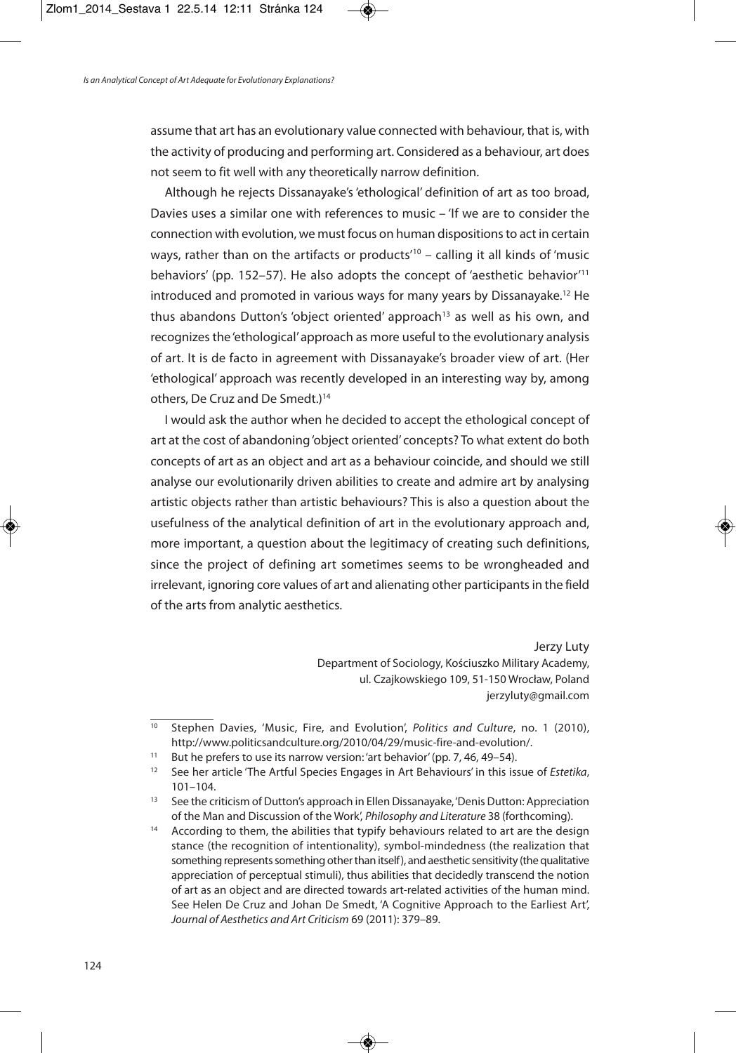assume that art has an evolutionary value connected with behaviour, that is, with the activity of producing and performing art. Considered as a behaviour, art does not seem to fit well with any theoretically narrow definition.

Although he rejects Dissanayake's 'ethological' definition of art as too broad, Davies uses a similar one with references to music – 'If we are to consider the connection with evolution, we must focus on human dispositions to act in certain ways, rather than on the artifacts or products'[10] – calling it all kinds of 'music behaviors' (pp. 152–57). He also adopts the concept of 'aesthetic behavior'[11] introduced and promoted in various ways for many years by Dissanayake.[12] He thus abandons Dutton's 'object oriented' approach[13] as well as his own, and recognizes the 'ethological' approach as more useful to the evolutionary analysis of art. It is de facto in agreement with Dissanayake's broader view of art. (Her 'ethological' approach was recently developed in an interesting way by, among others, De Cruz and De Smedt.)[14]

I would ask the author when he decided to accept the ethological concept of art at the cost of abandoning 'object oriented' concepts? To what extent do both concepts of art as an object and art as a behaviour coincide, and should we still analyse our evolutionarily driven abilities to create and admire art by analysing artistic objects rather than artistic behaviours? This is also a question about the usefulness of the analytical definition of art in the evolutionary approach and, more important, a question about the legitimacy of creating such definitions, since the project of defining art sometimes seems to be wrongheaded and irrelevant, ignoring core values of art and alienating other participants in the field of the arts from analytic aesthetics.

Jerzy Luty
Department of Sociology, Kościuszko Military Academy,
ul. Czajkowskiego 109, 51-150 Wrocław, Poland
jerzyluty@gmail.com

---

[10] Stephen Davies, 'Music, Fire, and Evolution', *Politics and Culture*, no. 1 (2010), http://www.politicsandculture.org/2010/04/29/music-fire-and-evolution/.

[11] But he prefers to use its narrow version: 'art behavior' (pp. 7, 46, 49–54).

[12] See her article 'The Artful Species Engages in Art Behaviours' in this issue of *Estetika*, 101–104.

[13] See the criticism of Dutton's approach in Ellen Dissanayake, 'Denis Dutton: Appreciation of the Man and Discussion of the Work', *Philosophy and Literature* 38 (forthcoming).

[14] According to them, the abilities that typify behaviours related to art are the design stance (the recognition of intentionality), symbol-mindedness (the realization that something represents something other than itself), and aesthetic sensitivity (the qualitative appreciation of perceptual stimuli), thus abilities that decidedly transcend the notion of art as an object and are directed towards art-related activities of the human mind. See Helen De Cruz and Johan De Smedt, 'A Cognitive Approach to the Earliest Art', *Journal of Aesthetics and Art Criticism* 69 (2011): 379–89.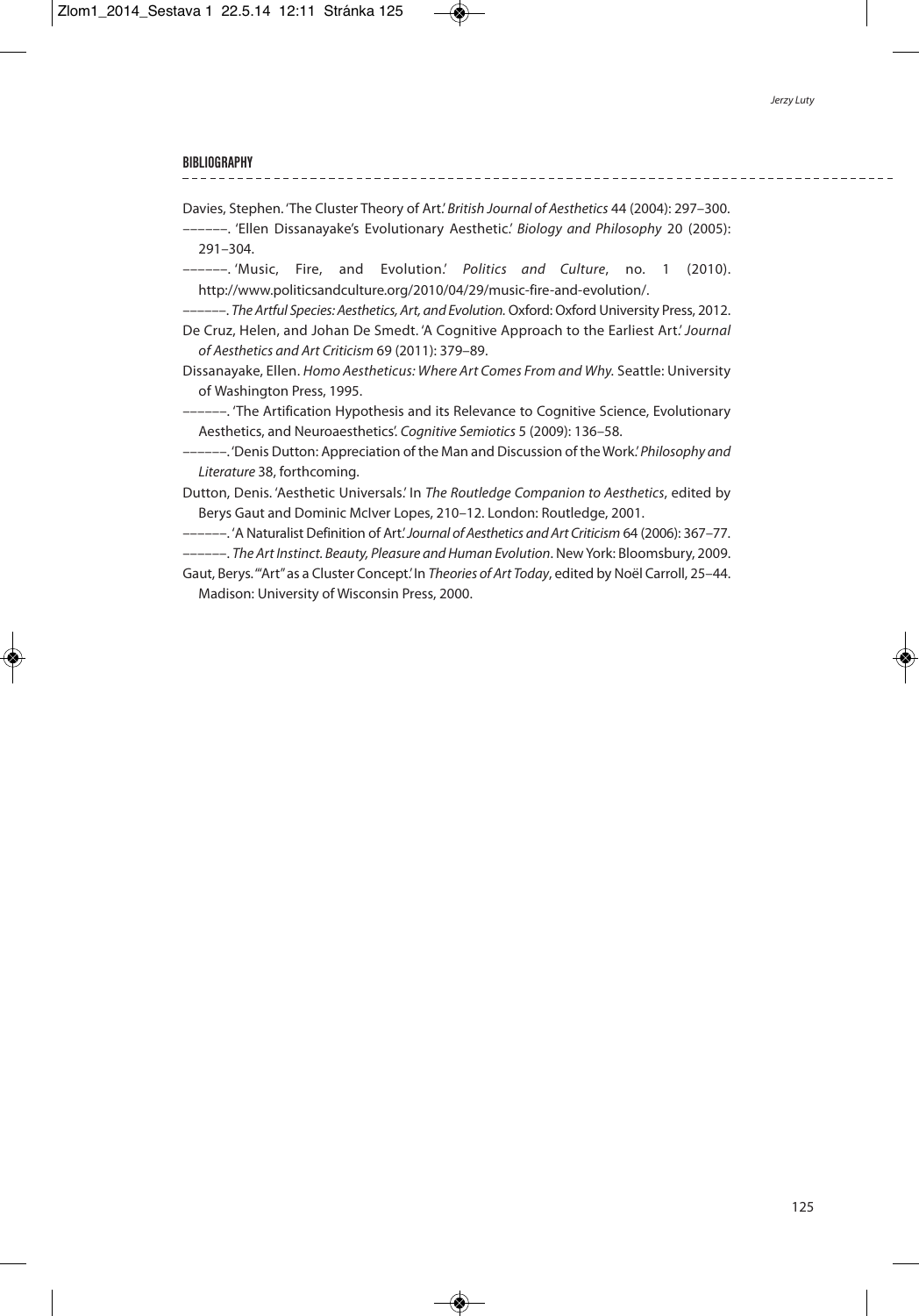## BIBLIOGRAPHY

Davies, Stephen. 'The Cluster Theory of Art.' *British Journal of Aesthetics* 44 (2004): 297–300.

––––––. 'Ellen Dissanayake's Evolutionary Aesthetic.' *Biology and Philosophy* 20 (2005): 291–304.

––––––. 'Music, Fire, and Evolution.' *Politics and Culture*, no. 1 (2010). http://www.politicsandculture.org/2010/04/29/music-fire-and-evolution/.

––––––. *The Artful Species: Aesthetics, Art, and Evolution.* Oxford: Oxford University Press, 2012.

De Cruz, Helen, and Johan De Smedt. 'A Cognitive Approach to the Earliest Art.' *Journal of Aesthetics and Art Criticism* 69 (2011): 379–89.

Dissanayake, Ellen. *Homo Aestheticus: Where Art Comes From and Why.* Seattle: University of Washington Press, 1995.

––––––. 'The Artification Hypothesis and its Relevance to Cognitive Science, Evolutionary Aesthetics, and Neuroaesthetics'. *Cognitive Semiotics* 5 (2009): 136–58.

––––––. 'Denis Dutton: Appreciation of the Man and Discussion of the Work.' *Philosophy and Literature* 38, forthcoming.

Dutton, Denis. 'Aesthetic Universals.' In *The Routledge Companion to Aesthetics*, edited by Berys Gaut and Dominic McIver Lopes, 210–12. London: Routledge, 2001.

––––––. 'A Naturalist Definition of Art.' *Journal of Aesthetics and Art Criticism* 64 (2006): 367–77.

––––––. *The Art Instinct. Beauty, Pleasure and Human Evolution*. New York: Bloomsbury, 2009.

Gaut, Berys. '"Art" as a Cluster Concept.' In *Theories of Art Today*, edited by Noël Carroll, 25–44. Madison: University of Wisconsin Press, 2000.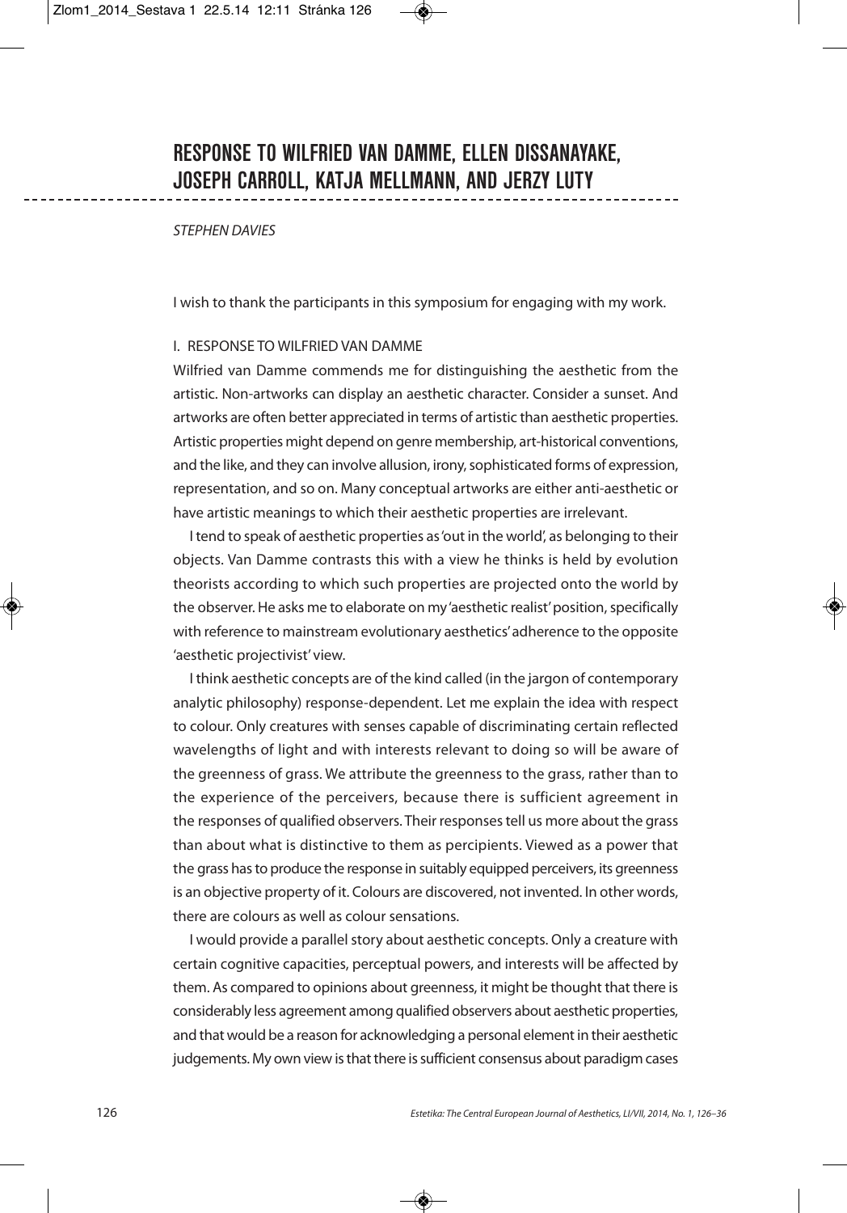# RESPONSE TO WILFRIED VAN DAMME, ELLEN DISSANAYAKE, JOSEPH CARROLL, KATJA MELLMANN, AND JERZY LUTY

*STEPHEN DAVIES*

I wish to thank the participants in this symposium for engaging with my work.

## I. RESPONSE TO WILFRIED VAN DAMME

Wilfried van Damme commends me for distinguishing the aesthetic from the artistic. Non-artworks can display an aesthetic character. Consider a sunset. And artworks are often better appreciated in terms of artistic than aesthetic properties. Artistic properties might depend on genre membership, art-historical conventions, and the like, and they can involve allusion, irony, sophisticated forms of expression, representation, and so on. Many conceptual artworks are either anti-aesthetic or have artistic meanings to which their aesthetic properties are irrelevant.

I tend to speak of aesthetic properties as 'out in the world', as belonging to their objects. Van Damme contrasts this with a view he thinks is held by evolution theorists according to which such properties are projected onto the world by the observer. He asks me to elaborate on my 'aesthetic realist' position, specifically with reference to mainstream evolutionary aesthetics' adherence to the opposite 'aesthetic projectivist' view.

I think aesthetic concepts are of the kind called (in the jargon of contemporary analytic philosophy) response-dependent. Let me explain the idea with respect to colour. Only creatures with senses capable of discriminating certain reflected wavelengths of light and with interests relevant to doing so will be aware of the greenness of grass. We attribute the greenness to the grass, rather than to the experience of the perceivers, because there is sufficient agreement in the responses of qualified observers. Their responses tell us more about the grass than about what is distinctive to them as percipients. Viewed as a power that the grass has to produce the response in suitably equipped perceivers, its greenness is an objective property of it. Colours are discovered, not invented. In other words, there are colours as well as colour sensations.

I would provide a parallel story about aesthetic concepts. Only a creature with certain cognitive capacities, perceptual powers, and interests will be affected by them. As compared to opinions about greenness, it might be thought that there is considerably less agreement among qualified observers about aesthetic properties, and that would be a reason for acknowledging a personal element in their aesthetic judgements. My own view is that there is sufficient consensus about paradigm cases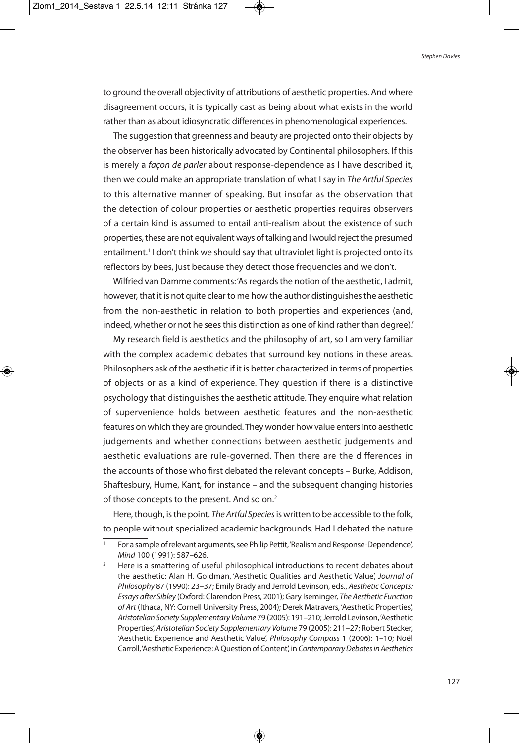to ground the overall objectivity of attributions of aesthetic properties. And where disagreement occurs, it is typically cast as being about what exists in the world rather than as about idiosyncratic differences in phenomenological experiences.

The suggestion that greenness and beauty are projected onto their objects by the observer has been historically advocated by Continental philosophers. If this is merely a *façon de parler* about response-dependence as I have described it, then we could make an appropriate translation of what I say in *The Artful Species* to this alternative manner of speaking. But insofar as the observation that the detection of colour properties or aesthetic properties requires observers of a certain kind is assumed to entail anti-realism about the existence of such properties, these are not equivalent ways of talking and I would reject the presumed entailment.[1] I don't think we should say that ultraviolet light is projected onto its reflectors by bees, just because they detect those frequencies and we don't.

Wilfried van Damme comments: 'As regards the notion of the aesthetic, I admit, however, that it is not quite clear to me how the author distinguishes the aesthetic from the non-aesthetic in relation to both properties and experiences (and, indeed, whether or not he sees this distinction as one of kind rather than degree).'

My research field is aesthetics and the philosophy of art, so I am very familiar with the complex academic debates that surround key notions in these areas. Philosophers ask of the aesthetic if it is better characterized in terms of properties of objects or as a kind of experience. They question if there is a distinctive psychology that distinguishes the aesthetic attitude. They enquire what relation of supervenience holds between aesthetic features and the non-aesthetic features on which they are grounded. They wonder how value enters into aesthetic judgements and whether connections between aesthetic judgements and aesthetic evaluations are rule-governed. Then there are the differences in the accounts of those who first debated the relevant concepts – Burke, Addison, Shaftesbury, Hume, Kant, for instance – and the subsequent changing histories of those concepts to the present. And so on.[2]

Here, though, is the point. *The Artful Species* is written to be accessible to the folk, to people without specialized academic backgrounds. Had I debated the nature

---

[1] For a sample of relevant arguments, see Philip Pettit, 'Realism and Response-Dependence', *Mind* 100 (1991): 587–626.

[2] Here is a smattering of useful philosophical introductions to recent debates about the aesthetic: Alan H. Goldman, 'Aesthetic Qualities and Aesthetic Value', *Journal of Philosophy* 87 (1990): 23–37; Emily Brady and Jerrold Levinson, eds., *Aesthetic Concepts: Essays after Sibley* (Oxford: Clarendon Press, 2001); Gary Iseminger, *The Aesthetic Function of Art* (Ithaca, NY: Cornell University Press, 2004); Derek Matravers, 'Aesthetic Properties', *Aristotelian Society Supplementary Volume* 79 (2005): 191–210; Jerrold Levinson, 'Aesthetic Properties', *Aristotelian Society Supplementary Volume* 79 (2005): 211–27; Robert Stecker, 'Aesthetic Experience and Aesthetic Value', *Philosophy Compass* 1 (2006): 1–10; Noël Carroll, 'Aesthetic Experience: A Question of Content', in *Contemporary Debates in Aesthetics*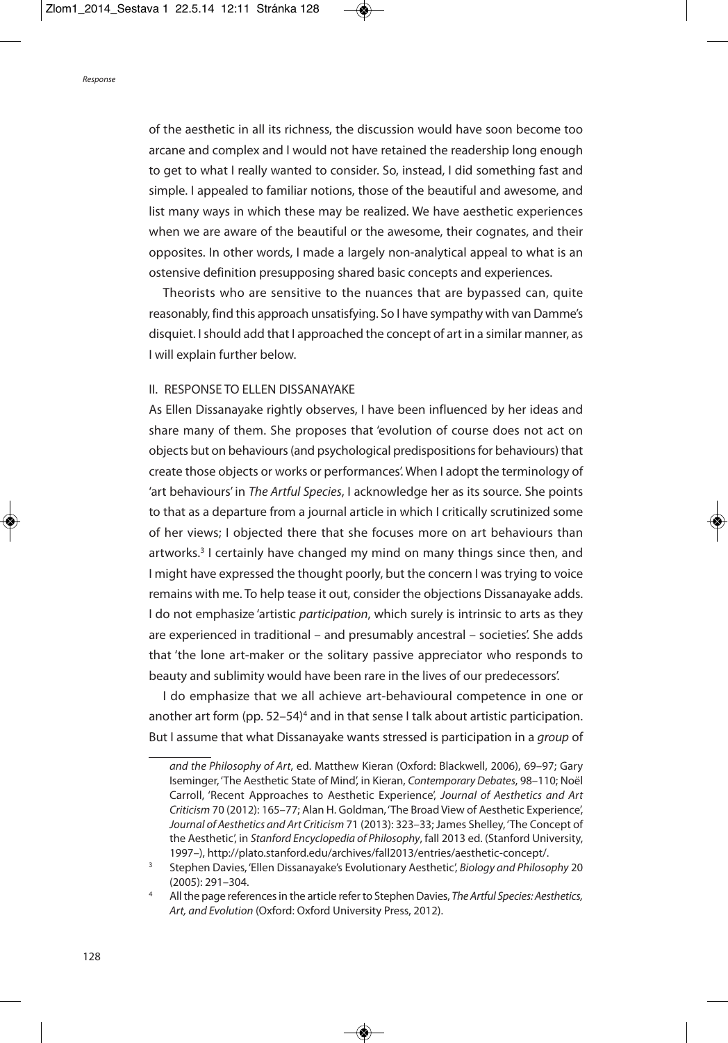of the aesthetic in all its richness, the discussion would have soon become too arcane and complex and I would not have retained the readership long enough to get to what I really wanted to consider. So, instead, I did something fast and simple. I appealed to familiar notions, those of the beautiful and awesome, and list many ways in which these may be realized. We have aesthetic experiences when we are aware of the beautiful or the awesome, their cognates, and their opposites. In other words, I made a largely non-analytical appeal to what is an ostensive definition presupposing shared basic concepts and experiences.

Theorists who are sensitive to the nuances that are bypassed can, quite reasonably, find this approach unsatisfying. So I have sympathy with van Damme's disquiet. I should add that I approached the concept of art in a similar manner, as I will explain further below.

## II. RESPONSE TO ELLEN DISSANAYAKE

As Ellen Dissanayake rightly observes, I have been influenced by her ideas and share many of them. She proposes that 'evolution of course does not act on objects but on behaviours (and psychological predispositions for behaviours) that create those objects or works or performances'. When I adopt the terminology of 'art behaviours' in *The Artful Species*, I acknowledge her as its source. She points to that as a departure from a journal article in which I critically scrutinized some of her views; I objected there that she focuses more on art behaviours than artworks.[3] I certainly have changed my mind on many things since then, and I might have expressed the thought poorly, but the concern I was trying to voice remains with me. To help tease it out, consider the objections Dissanayake adds. I do not emphasize 'artistic *participation*, which surely is intrinsic to arts as they are experienced in traditional – and presumably ancestral – societies'. She adds that 'the lone art-maker or the solitary passive appreciator who responds to beauty and sublimity would have been rare in the lives of our predecessors'.

I do emphasize that we all achieve art-behavioural competence in one or another art form (pp. 52–54)[4] and in that sense I talk about artistic participation. But I assume that what Dissanayake wants stressed is participation in a *group* of

---

*and the Philosophy of Art*, ed. Matthew Kieran (Oxford: Blackwell, 2006), 69–97; Gary Iseminger, 'The Aesthetic State of Mind', in Kieran, *Contemporary Debates*, 98–110; Noël Carroll, 'Recent Approaches to Aesthetic Experience', *Journal of Aesthetics and Art Criticism* 70 (2012): 165–77; Alan H. Goldman, 'The Broad View of Aesthetic Experience', *Journal of Aesthetics and Art Criticism* 71 (2013): 323–33; James Shelley, 'The Concept of the Aesthetic', in *Stanford Encyclopedia of Philosophy*, fall 2013 ed. (Stanford University, 1997–), http://plato.stanford.edu/archives/fall2013/entries/aesthetic-concept/.

[3] Stephen Davies, 'Ellen Dissanayake's Evolutionary Aesthetic', *Biology and Philosophy* 20 (2005): 291–304.

[4] All the page references in the article refer to Stephen Davies, *The Artful Species: Aesthetics, Art, and Evolution* (Oxford: Oxford University Press, 2012).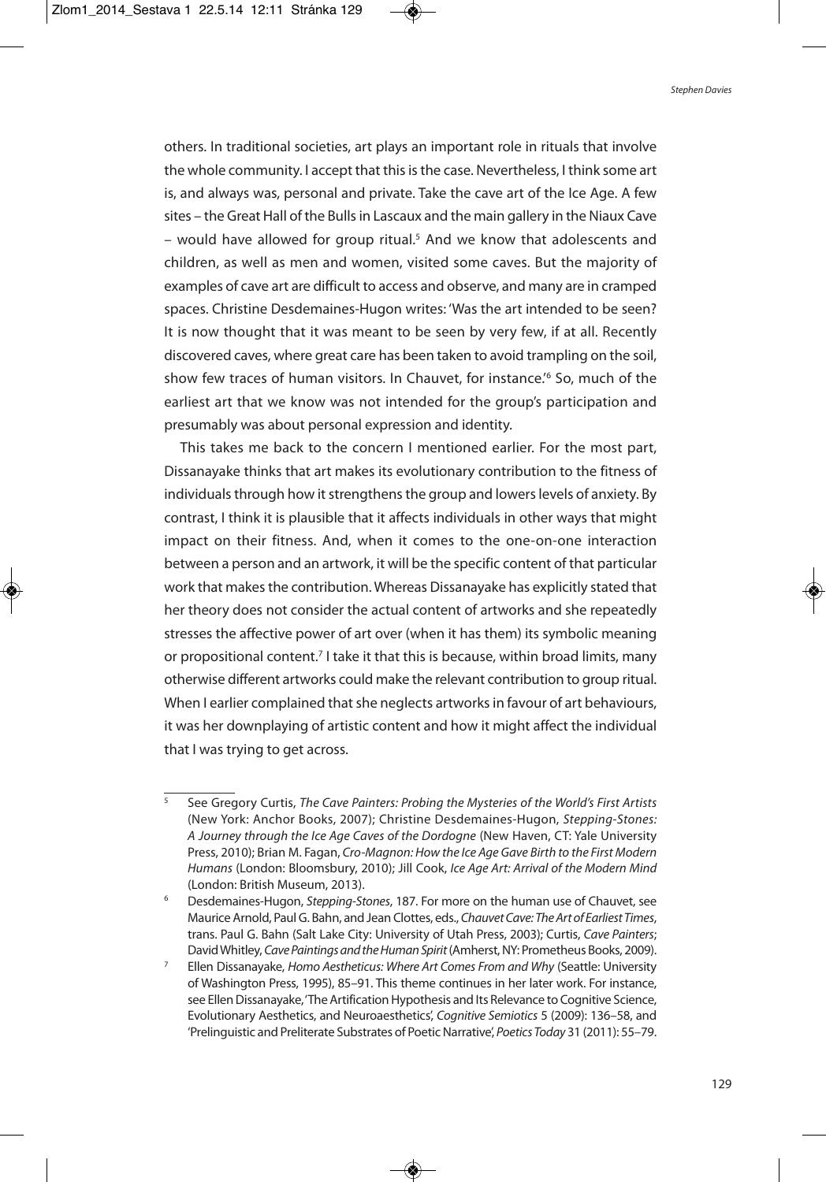others. In traditional societies, art plays an important role in rituals that involve the whole community. I accept that this is the case. Nevertheless, I think some art is, and always was, personal and private. Take the cave art of the Ice Age. A few sites – the Great Hall of the Bulls in Lascaux and the main gallery in the Niaux Cave – would have allowed for group ritual.[5] And we know that adolescents and children, as well as men and women, visited some caves. But the majority of examples of cave art are difficult to access and observe, and many are in cramped spaces. Christine Desdemaines-Hugon writes: 'Was the art intended to be seen? It is now thought that it was meant to be seen by very few, if at all. Recently discovered caves, where great care has been taken to avoid trampling on the soil, show few traces of human visitors. In Chauvet, for instance.'[6] So, much of the earliest art that we know was not intended for the group's participation and presumably was about personal expression and identity.

This takes me back to the concern I mentioned earlier. For the most part, Dissanayake thinks that art makes its evolutionary contribution to the fitness of individuals through how it strengthens the group and lowers levels of anxiety. By contrast, I think it is plausible that it affects individuals in other ways that might impact on their fitness. And, when it comes to the one-on-one interaction between a person and an artwork, it will be the specific content of that particular work that makes the contribution. Whereas Dissanayake has explicitly stated that her theory does not consider the actual content of artworks and she repeatedly stresses the affective power of art over (when it has them) its symbolic meaning or propositional content.[7] I take it that this is because, within broad limits, many otherwise different artworks could make the relevant contribution to group ritual. When I earlier complained that she neglects artworks in favour of art behaviours, it was her downplaying of artistic content and how it might affect the individual that I was trying to get across.

---

[5] See Gregory Curtis, *The Cave Painters: Probing the Mysteries of the World's First Artists* (New York: Anchor Books, 2007); Christine Desdemaines-Hugon, *Stepping-Stones: A Journey through the Ice Age Caves of the Dordogne* (New Haven, CT: Yale University Press, 2010); Brian M. Fagan, *Cro-Magnon: How the Ice Age Gave Birth to the First Modern Humans* (London: Bloomsbury, 2010); Jill Cook, *Ice Age Art: Arrival of the Modern Mind* (London: British Museum, 2013).

[6] Desdemaines-Hugon, *Stepping-Stones*, 187. For more on the human use of Chauvet, see Maurice Arnold, Paul G. Bahn, and Jean Clottes, eds., *Chauvet Cave: The Art of Earliest Times*, trans. Paul G. Bahn (Salt Lake City: University of Utah Press, 2003); Curtis, *Cave Painters*; David Whitley, *Cave Paintings and the Human Spirit* (Amherst, NY: Prometheus Books, 2009).

[7] Ellen Dissanayake, *Homo Aestheticus: Where Art Comes From and Why* (Seattle: University of Washington Press, 1995), 85–91. This theme continues in her later work. For instance, see Ellen Dissanayake, 'The Artification Hypothesis and Its Relevance to Cognitive Science, Evolutionary Aesthetics, and Neuroaesthetics', *Cognitive Semiotics* 5 (2009): 136–58, and 'Prelinguistic and Preliterate Substrates of Poetic Narrative', *Poetics Today* 31 (2011): 55–79.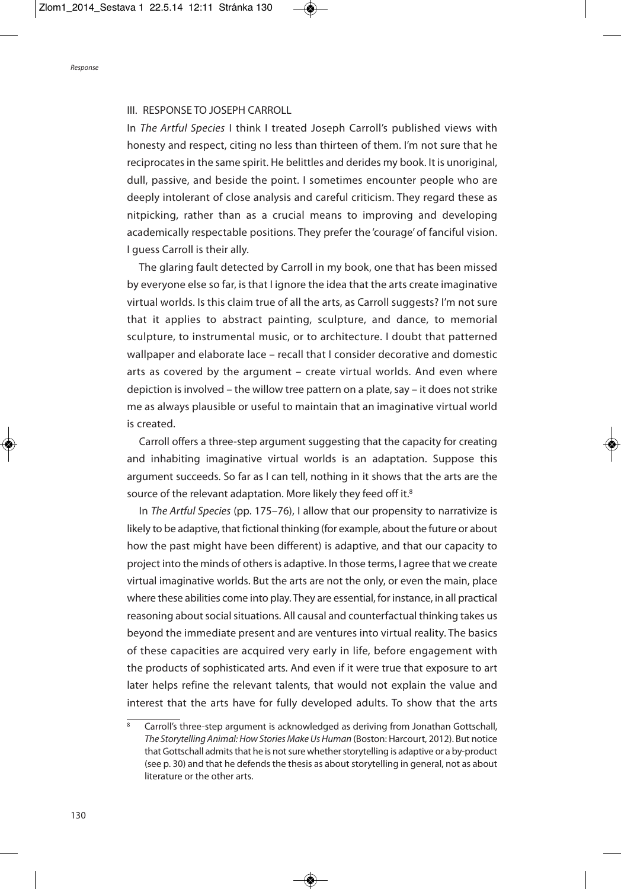## III. RESPONSE TO JOSEPH CARROLL

In *The Artful Species* I think I treated Joseph Carroll's published views with honesty and respect, citing no less than thirteen of them. I'm not sure that he reciprocates in the same spirit. He belittles and derides my book. It is unoriginal, dull, passive, and beside the point. I sometimes encounter people who are deeply intolerant of close analysis and careful criticism. They regard these as nitpicking, rather than as a crucial means to improving and developing academically respectable positions. They prefer the 'courage' of fanciful vision. I guess Carroll is their ally.

The glaring fault detected by Carroll in my book, one that has been missed by everyone else so far, is that I ignore the idea that the arts create imaginative virtual worlds. Is this claim true of all the arts, as Carroll suggests? I'm not sure that it applies to abstract painting, sculpture, and dance, to memorial sculpture, to instrumental music, or to architecture. I doubt that patterned wallpaper and elaborate lace – recall that I consider decorative and domestic arts as covered by the argument – create virtual worlds. And even where depiction is involved – the willow tree pattern on a plate, say – it does not strike me as always plausible or useful to maintain that an imaginative virtual world is created.

Carroll offers a three-step argument suggesting that the capacity for creating and inhabiting imaginative virtual worlds is an adaptation. Suppose this argument succeeds. So far as I can tell, nothing in it shows that the arts are the source of the relevant adaptation. More likely they feed off it.[8]

In *The Artful Species* (pp. 175–76), I allow that our propensity to narrativize is likely to be adaptive, that fictional thinking (for example, about the future or about how the past might have been different) is adaptive, and that our capacity to project into the minds of others is adaptive. In those terms, I agree that we create virtual imaginative worlds. But the arts are not the only, or even the main, place where these abilities come into play. They are essential, for instance, in all practical reasoning about social situations. All causal and counterfactual thinking takes us beyond the immediate present and are ventures into virtual reality. The basics of these capacities are acquired very early in life, before engagement with the products of sophisticated arts. And even if it were true that exposure to art later helps refine the relevant talents, that would not explain the value and interest that the arts have for fully developed adults. To show that the arts

[8] Carroll's three-step argument is acknowledged as deriving from Jonathan Gottschall, *The Storytelling Animal: How Stories Make Us Human* (Boston: Harcourt, 2012). But notice that Gottschall admits that he is not sure whether storytelling is adaptive or a by-product (see p. 30) and that he defends the thesis as about storytelling in general, not as about literature or the other arts.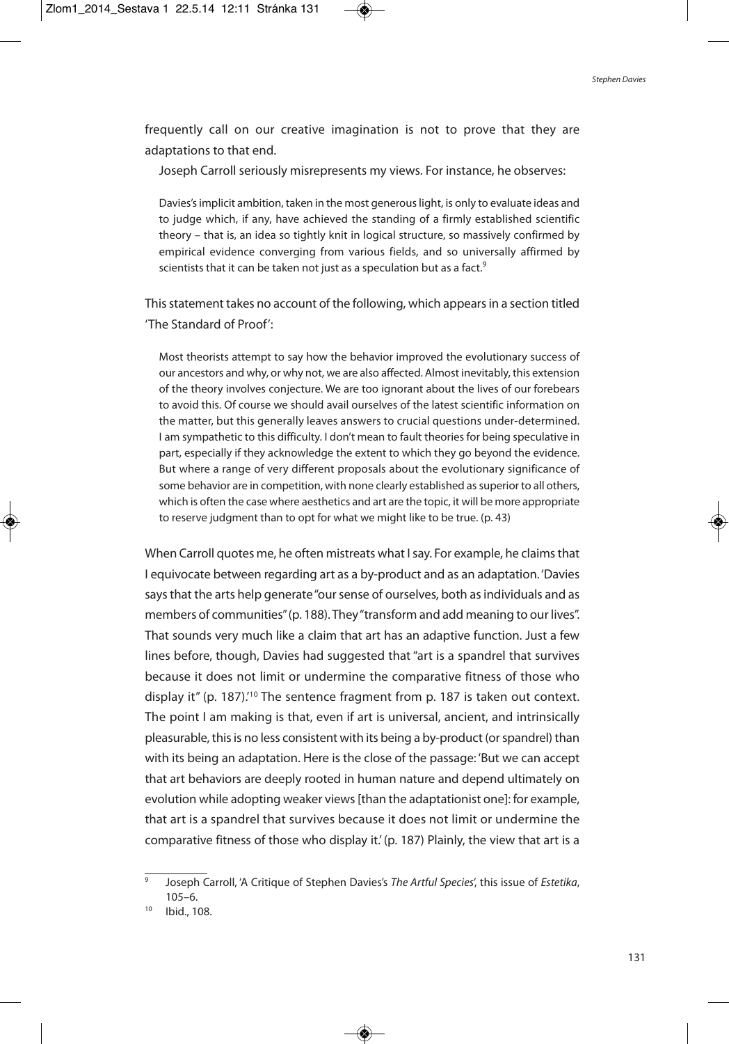frequently call on our creative imagination is not to prove that they are adaptations to that end.

Joseph Carroll seriously misrepresents my views. For instance, he observes:

> Davies's implicit ambition, taken in the most generous light, is only to evaluate ideas and to judge which, if any, have achieved the standing of a firmly established scientific theory – that is, an idea so tightly knit in logical structure, so massively confirmed by empirical evidence converging from various fields, and so universally affirmed by scientists that it can be taken not just as a speculation but as a fact.[9]

This statement takes no account of the following, which appears in a section titled 'The Standard of Proof':

> Most theorists attempt to say how the behavior improved the evolutionary success of our ancestors and why, or why not, we are also affected. Almost inevitably, this extension of the theory involves conjecture. We are too ignorant about the lives of our forebears to avoid this. Of course we should avail ourselves of the latest scientific information on the matter, but this generally leaves answers to crucial questions under-determined. I am sympathetic to this difficulty. I don't mean to fault theories for being speculative in part, especially if they acknowledge the extent to which they go beyond the evidence. But where a range of very different proposals about the evolutionary significance of some behavior are in competition, with none clearly established as superior to all others, which is often the case where aesthetics and art are the topic, it will be more appropriate to reserve judgment than to opt for what we might like to be true. (p. 43)

When Carroll quotes me, he often mistreats what I say. For example, he claims that I equivocate between regarding art as a by-product and as an adaptation. 'Davies says that the arts help generate "our sense of ourselves, both as individuals and as members of communities" (p. 188). They "transform and add meaning to our lives". That sounds very much like a claim that art has an adaptive function. Just a few lines before, though, Davies had suggested that "art is a spandrel that survives because it does not limit or undermine the comparative fitness of those who display it" (p. 187).'[10] The sentence fragment from p. 187 is taken out context. The point I am making is that, even if art is universal, ancient, and intrinsically pleasurable, this is no less consistent with its being a by-product (or spandrel) than with its being an adaptation. Here is the close of the passage: 'But we can accept that art behaviors are deeply rooted in human nature and depend ultimately on evolution while adopting weaker views [than the adaptationist one]: for example, that art is a spandrel that survives because it does not limit or undermine the comparative fitness of those who display it.' (p. 187) Plainly, the view that art is a

---

[9] Joseph Carroll, 'A Critique of Stephen Davies's *The Artful Species*', this issue of *Estetika*, 105–6.

[10] Ibid., 108.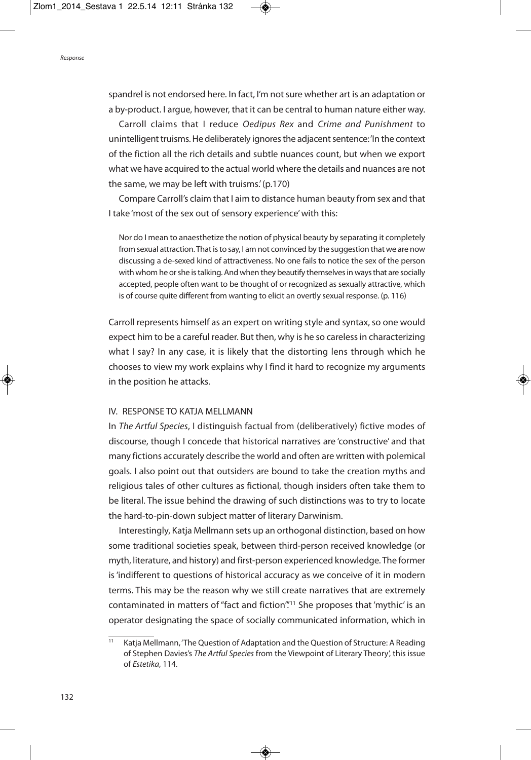spandrel is not endorsed here. In fact, I'm not sure whether art is an adaptation or a by-product. I argue, however, that it can be central to human nature either way.

Carroll claims that I reduce *Oedipus Rex* and *Crime and Punishment* to unintelligent truisms. He deliberately ignores the adjacent sentence: 'In the context of the fiction all the rich details and subtle nuances count, but when we export what we have acquired to the actual world where the details and nuances are not the same, we may be left with truisms.' (p.170)

Compare Carroll's claim that I aim to distance human beauty from sex and that I take 'most of the sex out of sensory experience' with this:

> Nor do I mean to anaesthetize the notion of physical beauty by separating it completely from sexual attraction. That is to say, I am not convinced by the suggestion that we are now discussing a de-sexed kind of attractiveness. No one fails to notice the sex of the person with whom he or she is talking. And when they beautify themselves in ways that are socially accepted, people often want to be thought of or recognized as sexually attractive, which is of course quite different from wanting to elicit an overtly sexual response. (p. 116)

Carroll represents himself as an expert on writing style and syntax, so one would expect him to be a careful reader. But then, why is he so careless in characterizing what I say? In any case, it is likely that the distorting lens through which he chooses to view my work explains why I find it hard to recognize my arguments in the position he attacks.

## IV. RESPONSE TO KATJA MELLMANN

In *The Artful Species*, I distinguish factual from (deliberatively) fictive modes of discourse, though I concede that historical narratives are 'constructive' and that many fictions accurately describe the world and often are written with polemical goals. I also point out that outsiders are bound to take the creation myths and religious tales of other cultures as fictional, though insiders often take them to be literal. The issue behind the drawing of such distinctions was to try to locate the hard-to-pin-down subject matter of literary Darwinism.

Interestingly, Katja Mellmann sets up an orthogonal distinction, based on how some traditional societies speak, between third-person received knowledge (or myth, literature, and history) and first-person experienced knowledge. The former is 'indifferent to questions of historical accuracy as we conceive of it in modern terms. This may be the reason why we still create narratives that are extremely contaminated in matters of "fact and fiction".'[11] She proposes that 'mythic' is an operator designating the space of socially communicated information, which in

[11] Katja Mellmann, 'The Question of Adaptation and the Question of Structure: A Reading of Stephen Davies's *The Artful Species* from the Viewpoint of Literary Theory', this issue of *Estetika*, 114.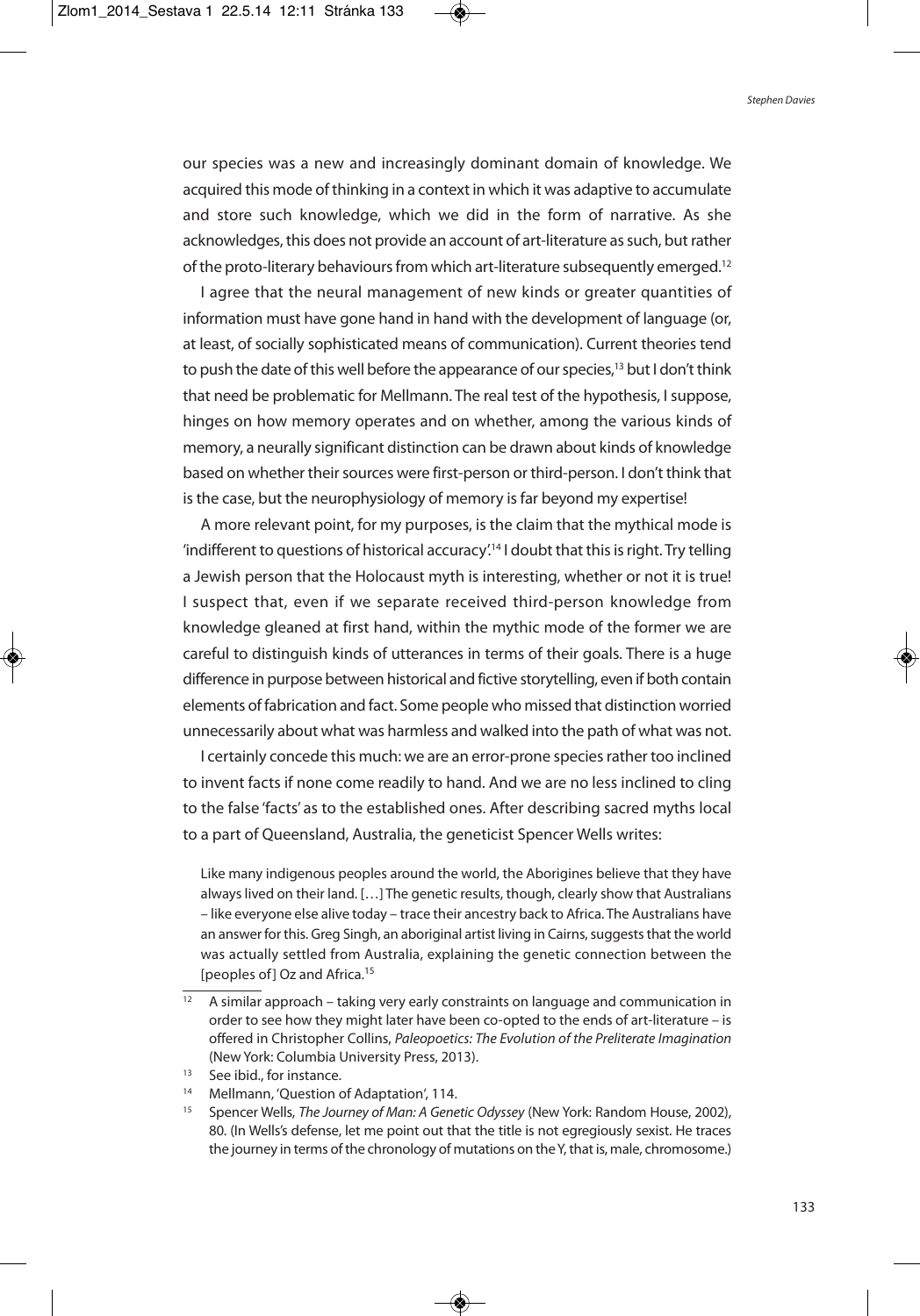our species was a new and increasingly dominant domain of knowledge. We acquired this mode of thinking in a context in which it was adaptive to accumulate and store such knowledge, which we did in the form of narrative. As she acknowledges, this does not provide an account of art-literature as such, but rather of the proto-literary behaviours from which art-literature subsequently emerged.[12]

I agree that the neural management of new kinds or greater quantities of information must have gone hand in hand with the development of language (or, at least, of socially sophisticated means of communication). Current theories tend to push the date of this well before the appearance of our species,[13] but I don't think that need be problematic for Mellmann. The real test of the hypothesis, I suppose, hinges on how memory operates and on whether, among the various kinds of memory, a neurally significant distinction can be drawn about kinds of knowledge based on whether their sources were first-person or third-person. I don't think that is the case, but the neurophysiology of memory is far beyond my expertise!

A more relevant point, for my purposes, is the claim that the mythical mode is 'indifferent to questions of historical accuracy'.[14] I doubt that this is right. Try telling a Jewish person that the Holocaust myth is interesting, whether or not it is true! I suspect that, even if we separate received third-person knowledge from knowledge gleaned at first hand, within the mythic mode of the former we are careful to distinguish kinds of utterances in terms of their goals. There is a huge difference in purpose between historical and fictive storytelling, even if both contain elements of fabrication and fact. Some people who missed that distinction worried unnecessarily about what was harmless and walked into the path of what was not.

I certainly concede this much: we are an error-prone species rather too inclined to invent facts if none come readily to hand. And we are no less inclined to cling to the false 'facts' as to the established ones. After describing sacred myths local to a part of Queensland, Australia, the geneticist Spencer Wells writes:

> Like many indigenous peoples around the world, the Aborigines believe that they have always lived on their land. […] The genetic results, though, clearly show that Australians – like everyone else alive today – trace their ancestry back to Africa. The Australians have an answer for this. Greg Singh, an aboriginal artist living in Cairns, suggests that the world was actually settled from Australia, explaining the genetic connection between the [peoples of] Oz and Africa.[15]

---

[12] A similar approach – taking very early constraints on language and communication in order to see how they might later have been co-opted to the ends of art-literature – is offered in Christopher Collins, *Paleopoetics: The Evolution of the Preliterate Imagination* (New York: Columbia University Press, 2013).

[13] See ibid., for instance.

[14] Mellmann, 'Question of Adaptation', 114.

[15] Spencer Wells, *The Journey of Man: A Genetic Odyssey* (New York: Random House, 2002), 80. (In Wells's defense, let me point out that the title is not egregiously sexist. He traces the journey in terms of the chronology of mutations on the Y, that is, male, chromosome.)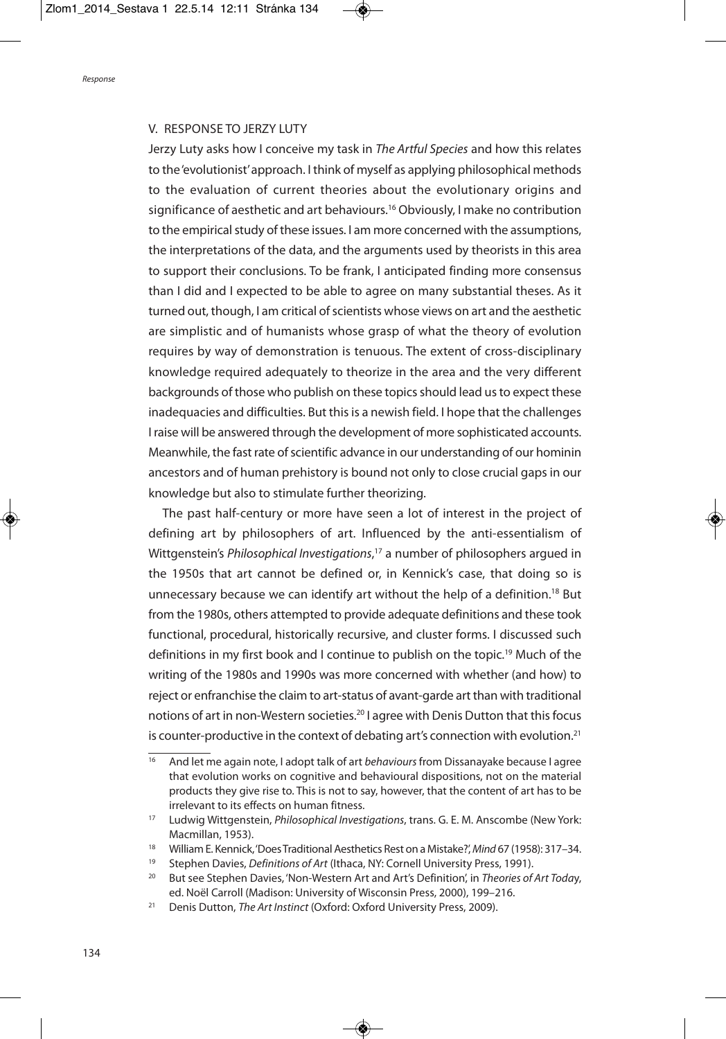## V. RESPONSE TO JERZY LUTY

Jerzy Luty asks how I conceive my task in *The Artful Species* and how this relates to the 'evolutionist' approach. I think of myself as applying philosophical methods to the evaluation of current theories about the evolutionary origins and significance of aesthetic and art behaviours.[16] Obviously, I make no contribution to the empirical study of these issues. I am more concerned with the assumptions, the interpretations of the data, and the arguments used by theorists in this area to support their conclusions. To be frank, I anticipated finding more consensus than I did and I expected to be able to agree on many substantial theses. As it turned out, though, I am critical of scientists whose views on art and the aesthetic are simplistic and of humanists whose grasp of what the theory of evolution requires by way of demonstration is tenuous. The extent of cross-disciplinary knowledge required adequately to theorize in the area and the very different backgrounds of those who publish on these topics should lead us to expect these inadequacies and difficulties. But this is a newish field. I hope that the challenges I raise will be answered through the development of more sophisticated accounts. Meanwhile, the fast rate of scientific advance in our understanding of our hominin ancestors and of human prehistory is bound not only to close crucial gaps in our knowledge but also to stimulate further theorizing.

The past half-century or more have seen a lot of interest in the project of defining art by philosophers of art. Influenced by the anti-essentialism of Wittgenstein's *Philosophical Investigations*,[17] a number of philosophers argued in the 1950s that art cannot be defined or, in Kennick's case, that doing so is unnecessary because we can identify art without the help of a definition.[18] But from the 1980s, others attempted to provide adequate definitions and these took functional, procedural, historically recursive, and cluster forms. I discussed such definitions in my first book and I continue to publish on the topic.[19] Much of the writing of the 1980s and 1990s was more concerned with whether (and how) to reject or enfranchise the claim to art-status of avant-garde art than with traditional notions of art in non-Western societies.[20] I agree with Denis Dutton that this focus is counter-productive in the context of debating art's connection with evolution.[21]

---

[16] And let me again note, I adopt talk of art *behaviours* from Dissanayake because I agree that evolution works on cognitive and behavioural dispositions, not on the material products they give rise to. This is not to say, however, that the content of art has to be irrelevant to its effects on human fitness.

[17] Ludwig Wittgenstein, *Philosophical Investigations*, trans. G. E. M. Anscombe (New York: Macmillan, 1953).

[18] William E. Kennick, 'Does Traditional Aesthetics Rest on a Mistake?', *Mind* 67 (1958): 317–34.

[19] Stephen Davies, *Definitions of Art* (Ithaca, NY: Cornell University Press, 1991).

[20] But see Stephen Davies, 'Non-Western Art and Art's Definition', in *Theories of Art Today*, ed. Noël Carroll (Madison: University of Wisconsin Press, 2000), 199–216.

[21] Denis Dutton, *The Art Instinct* (Oxford: Oxford University Press, 2009).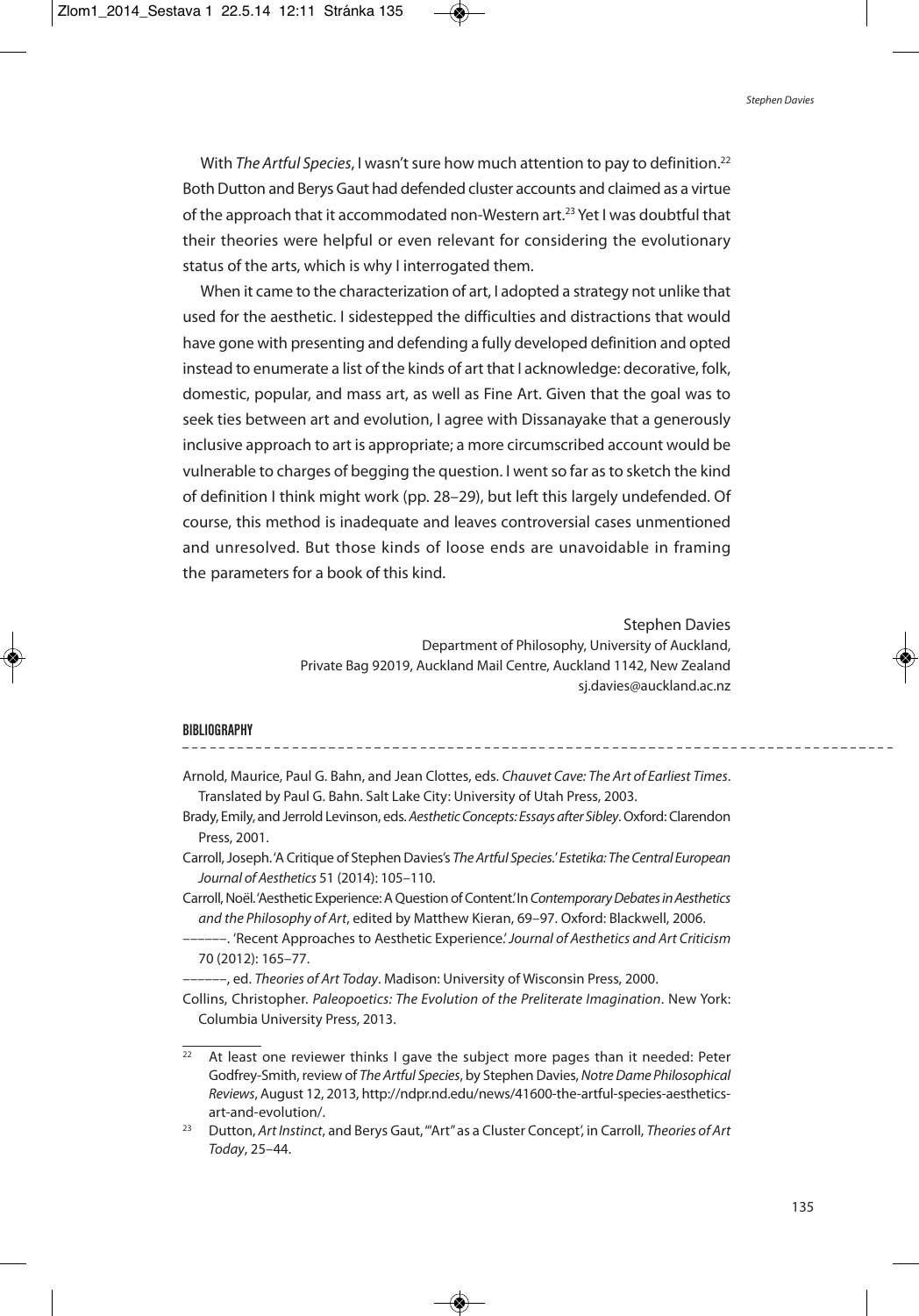With *The Artful Species*, I wasn't sure how much attention to pay to definition.[22] Both Dutton and Berys Gaut had defended cluster accounts and claimed as a virtue of the approach that it accommodated non-Western art.[23] Yet I was doubtful that their theories were helpful or even relevant for considering the evolutionary status of the arts, which is why I interrogated them.

When it came to the characterization of art, I adopted a strategy not unlike that used for the aesthetic. I sidestepped the difficulties and distractions that would have gone with presenting and defending a fully developed definition and opted instead to enumerate a list of the kinds of art that I acknowledge: decorative, folk, domestic, popular, and mass art, as well as Fine Art. Given that the goal was to seek ties between art and evolution, I agree with Dissanayake that a generously inclusive approach to art is appropriate; a more circumscribed account would be vulnerable to charges of begging the question. I went so far as to sketch the kind of definition I think might work (pp. 28–29), but left this largely undefended. Of course, this method is inadequate and leaves controversial cases unmentioned and unresolved. But those kinds of loose ends are unavoidable in framing the parameters for a book of this kind.

Stephen Davies
Department of Philosophy, University of Auckland,
Private Bag 92019, Auckland Mail Centre, Auckland 1142, New Zealand
sj.davies@auckland.ac.nz

## BIBLIOGRAPHY

Arnold, Maurice, Paul G. Bahn, and Jean Clottes, eds. *Chauvet Cave: The Art of Earliest Times*. Translated by Paul G. Bahn. Salt Lake City: University of Utah Press, 2003.

Brady, Emily, and Jerrold Levinson, eds. *Aesthetic Concepts: Essays after Sibley*. Oxford: Clarendon Press, 2001.

Carroll, Joseph. 'A Critique of Stephen Davies's *The Artful Species*.' *Estetika: The Central European Journal of Aesthetics* 51 (2014): 105–110.

Carroll, Noël. 'Aesthetic Experience: A Question of Content.' In *Contemporary Debates in Aesthetics and the Philosophy of Art*, edited by Matthew Kieran, 69–97. Oxford: Blackwell, 2006.

––––––. 'Recent Approaches to Aesthetic Experience.' *Journal of Aesthetics and Art Criticism* 70 (2012): 165–77.

––––––, ed. *Theories of Art Today*. Madison: University of Wisconsin Press, 2000.

Collins, Christopher. *Paleopoetics: The Evolution of the Preliterate Imagination*. New York: Columbia University Press, 2013.

---

[22] At least one reviewer thinks I gave the subject more pages than it needed: Peter Godfrey-Smith, review of *The Artful Species*, by Stephen Davies, *Notre Dame Philosophical Reviews*, August 12, 2013, http://ndpr.nd.edu/news/41600-the-artful-species-aesthetics-art-and-evolution/.

[23] Dutton, *Art Instinct*, and Berys Gaut, '"Art" as a Cluster Concept', in Carroll, *Theories of Art Today*, 25–44.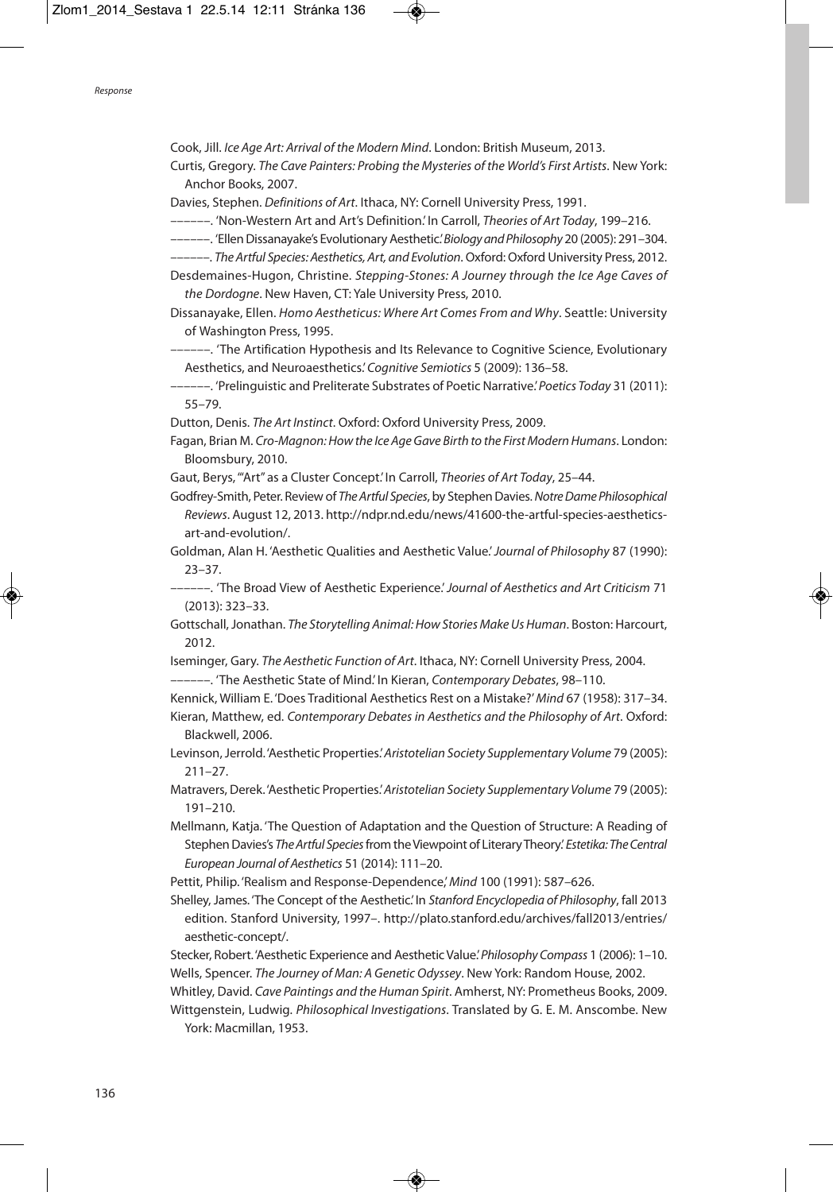Cook, Jill. *Ice Age Art: Arrival of the Modern Mind*. London: British Museum, 2013.

Curtis, Gregory. *The Cave Painters: Probing the Mysteries of the World's First Artists*. New York: Anchor Books, 2007.

Davies, Stephen. *Definitions of Art*. Ithaca, NY: Cornell University Press, 1991.

––––––. 'Non-Western Art and Art's Definition.' In Carroll, *Theories of Art Today*, 199–216.

––––––. 'Ellen Dissanayake's Evolutionary Aesthetic.' *Biology and Philosophy* 20 (2005): 291–304.

––––––. *The Artful Species: Aesthetics, Art, and Evolution*. Oxford: Oxford University Press, 2012.

Desdemaines-Hugon, Christine. *Stepping-Stones: A Journey through the Ice Age Caves of the Dordogne*. New Haven, CT: Yale University Press, 2010.

Dissanayake, Ellen. *Homo Aestheticus: Where Art Comes From and Why*. Seattle: University of Washington Press, 1995.

––––––. 'The Artification Hypothesis and Its Relevance to Cognitive Science, Evolutionary Aesthetics, and Neuroaesthetics.' *Cognitive Semiotics* 5 (2009): 136–58.

––––––. 'Prelinguistic and Preliterate Substrates of Poetic Narrative.' *Poetics Today* 31 (2011): 55–79.

Dutton, Denis. *The Art Instinct*. Oxford: Oxford University Press, 2009.

Fagan, Brian M. *Cro-Magnon: How the Ice Age Gave Birth to the First Modern Humans*. London: Bloomsbury, 2010.

Gaut, Berys, '"Art" as a Cluster Concept.' In Carroll, *Theories of Art Today*, 25–44.

Godfrey-Smith, Peter. Review of *The Artful Species*, by Stephen Davies. *Notre Dame Philosophical Reviews*. August 12, 2013. http://ndpr.nd.edu/news/41600-the-artful-species-aesthetics-art-and-evolution/.

Goldman, Alan H. 'Aesthetic Qualities and Aesthetic Value.' *Journal of Philosophy* 87 (1990): 23–37.

––––––. 'The Broad View of Aesthetic Experience.' *Journal of Aesthetics and Art Criticism* 71 (2013): 323–33.

Gottschall, Jonathan. *The Storytelling Animal: How Stories Make Us Human*. Boston: Harcourt, 2012.

Iseminger, Gary. *The Aesthetic Function of Art*. Ithaca, NY: Cornell University Press, 2004.

––––––. 'The Aesthetic State of Mind.' In Kieran, *Contemporary Debates*, 98–110.

Kennick, William E. 'Does Traditional Aesthetics Rest on a Mistake?' *Mind* 67 (1958): 317–34.

Kieran, Matthew, ed. *Contemporary Debates in Aesthetics and the Philosophy of Art*. Oxford: Blackwell, 2006.

Levinson, Jerrold. 'Aesthetic Properties.' *Aristotelian Society Supplementary Volume* 79 (2005): 211–27.

Matravers, Derek. 'Aesthetic Properties.' *Aristotelian Society Supplementary Volume* 79 (2005): 191–210.

Mellmann, Katja. 'The Question of Adaptation and the Question of Structure: A Reading of Stephen Davies's *The Artful Species* from the Viewpoint of Literary Theory.' *Estetika: The Central European Journal of Aesthetics* 51 (2014): 111–20.

Pettit, Philip. 'Realism and Response-Dependence,' *Mind* 100 (1991): 587–626.

Shelley, James. 'The Concept of the Aesthetic.' In *Stanford Encyclopedia of Philosophy*, fall 2013 edition. Stanford University, 1997–. http://plato.stanford.edu/archives/fall2013/entries/aesthetic-concept/.

Stecker, Robert. 'Aesthetic Experience and Aesthetic Value.' *Philosophy Compass* 1 (2006): 1–10.

Wells, Spencer. *The Journey of Man: A Genetic Odyssey*. New York: Random House, 2002.

Whitley, David. *Cave Paintings and the Human Spirit*. Amherst, NY: Prometheus Books, 2009.

Wittgenstein, Ludwig. *Philosophical Investigations*. Translated by G. E. M. Anscombe. New York: Macmillan, 1953.